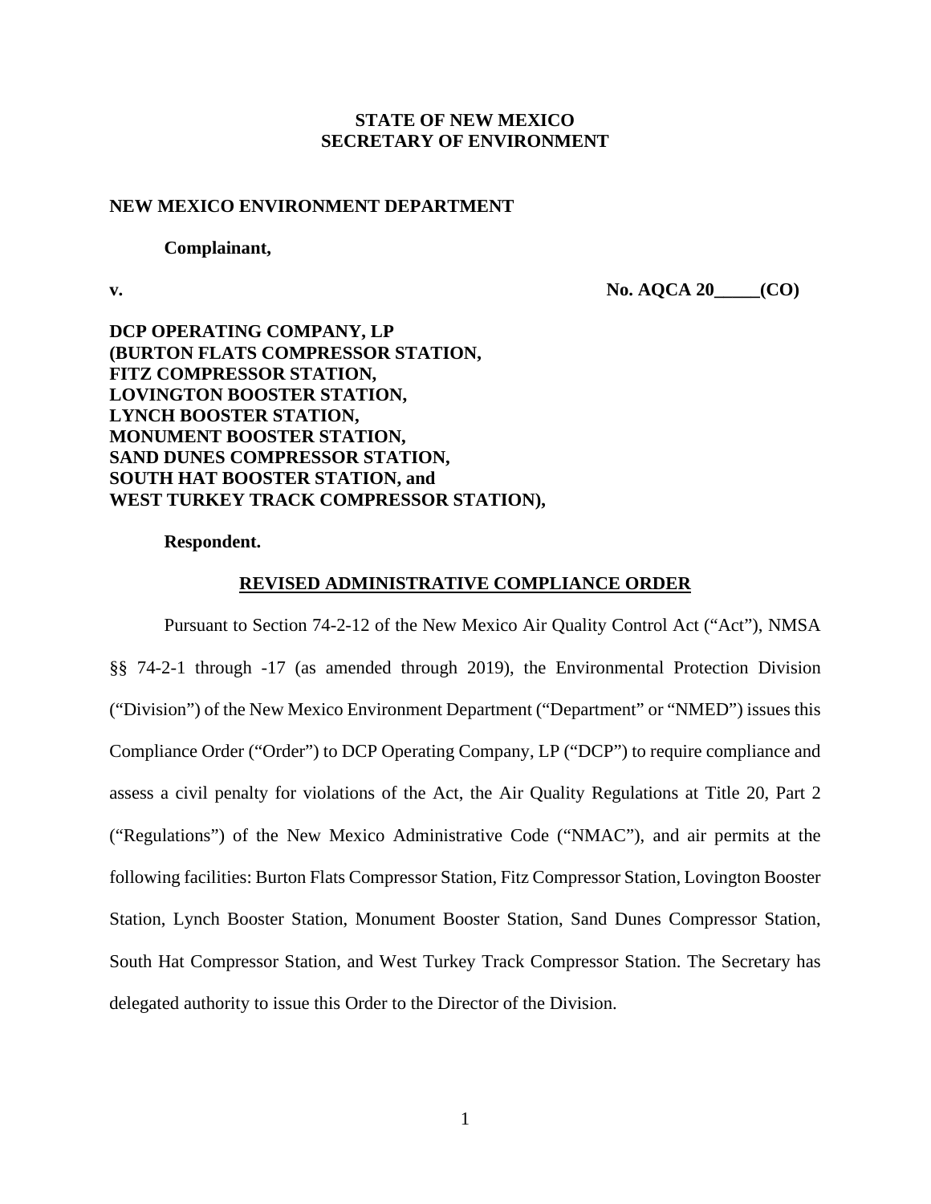**STATE OF NEW MEXICO**
**SECRETARY OF ENVIRONMENT**

**NEW MEXICO ENVIRONMENT DEPARTMENT**

**Complainant,**

**v.** **No. AQCA 20_____(CO)**

**DCP OPERATING COMPANY, LP**
**(BURTON FLATS COMPRESSOR STATION,**
**FITZ COMPRESSOR STATION,**
**LOVINGTON BOOSTER STATION,**
**LYNCH BOOSTER STATION,**
**MONUMENT BOOSTER STATION,**
**SAND DUNES COMPRESSOR STATION,**
**SOUTH HAT BOOSTER STATION, and**
**WEST TURKEY TRACK COMPRESSOR STATION),**

**Respondent.**

# REVISED ADMINISTRATIVE COMPLIANCE ORDER

Pursuant to Section 74-2-12 of the New Mexico Air Quality Control Act ("Act"), NMSA §§ 74-2-1 through -17 (as amended through 2019), the Environmental Protection Division ("Division") of the New Mexico Environment Department ("Department" or "NMED") issues this Compliance Order ("Order") to DCP Operating Company, LP ("DCP") to require compliance and assess a civil penalty for violations of the Act, the Air Quality Regulations at Title 20, Part 2 ("Regulations") of the New Mexico Administrative Code ("NMAC"), and air permits at the following facilities: Burton Flats Compressor Station, Fitz Compressor Station, Lovington Booster Station, Lynch Booster Station, Monument Booster Station, Sand Dunes Compressor Station, South Hat Compressor Station, and West Turkey Track Compressor Station. The Secretary has delegated authority to issue this Order to the Director of the Division.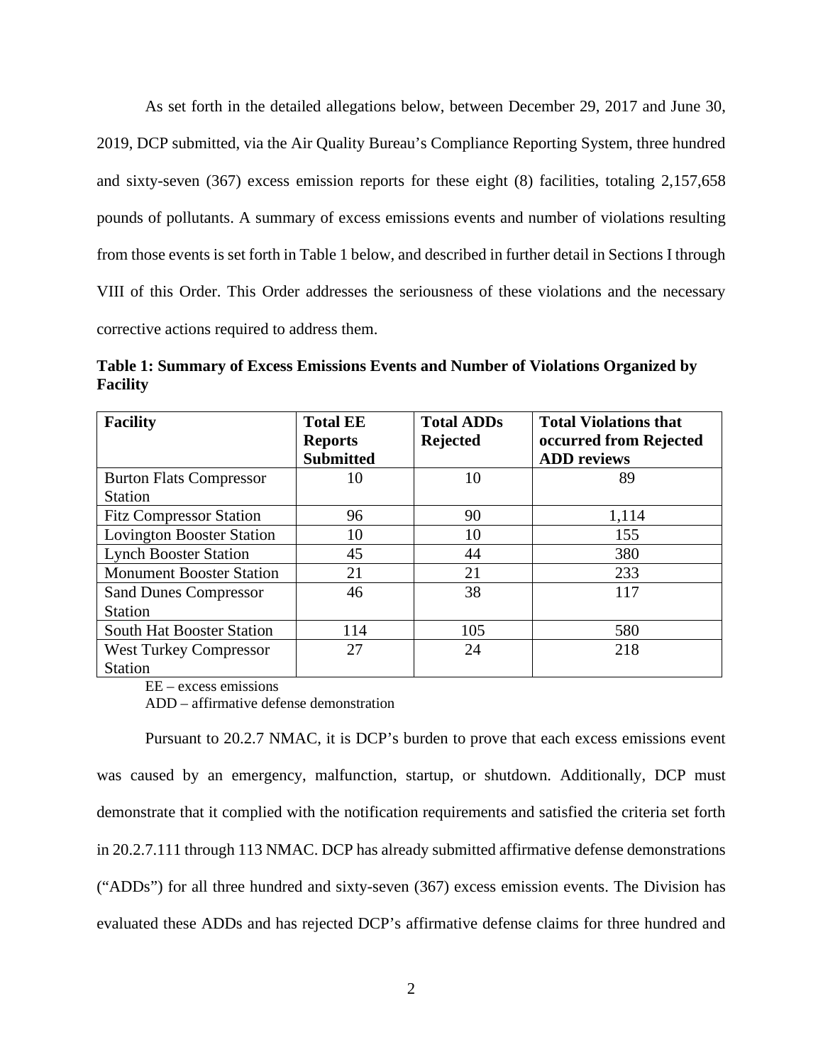As set forth in the detailed allegations below, between December 29, 2017 and June 30, 2019, DCP submitted, via the Air Quality Bureau's Compliance Reporting System, three hundred and sixty-seven (367) excess emission reports for these eight (8) facilities, totaling 2,157,658 pounds of pollutants. A summary of excess emissions events and number of violations resulting from those events is set forth in Table 1 below, and described in further detail in Sections I through VIII of this Order. This Order addresses the seriousness of these violations and the necessary corrective actions required to address them.

**Table 1: Summary of Excess Emissions Events and Number of Violations Organized by Facility**

| Facility | Total EE Reports Submitted | Total ADDs Rejected | Total Violations that occurred from Rejected ADD reviews |
|---|---|---|---|
| Burton Flats Compressor Station | 10 | 10 | 89 |
| Fitz Compressor Station | 96 | 90 | 1,114 |
| Lovington Booster Station | 10 | 10 | 155 |
| Lynch Booster Station | 45 | 44 | 380 |
| Monument Booster Station | 21 | 21 | 233 |
| Sand Dunes Compressor Station | 46 | 38 | 117 |
| South Hat Booster Station | 114 | 105 | 580 |
| West Turkey Compressor Station | 27 | 24 | 218 |

EE – excess emissions

ADD – affirmative defense demonstration

Pursuant to 20.2.7 NMAC, it is DCP's burden to prove that each excess emissions event was caused by an emergency, malfunction, startup, or shutdown. Additionally, DCP must demonstrate that it complied with the notification requirements and satisfied the criteria set forth in 20.2.7.111 through 113 NMAC. DCP has already submitted affirmative defense demonstrations ("ADDs") for all three hundred and sixty-seven (367) excess emission events. The Division has evaluated these ADDs and has rejected DCP's affirmative defense claims for three hundred and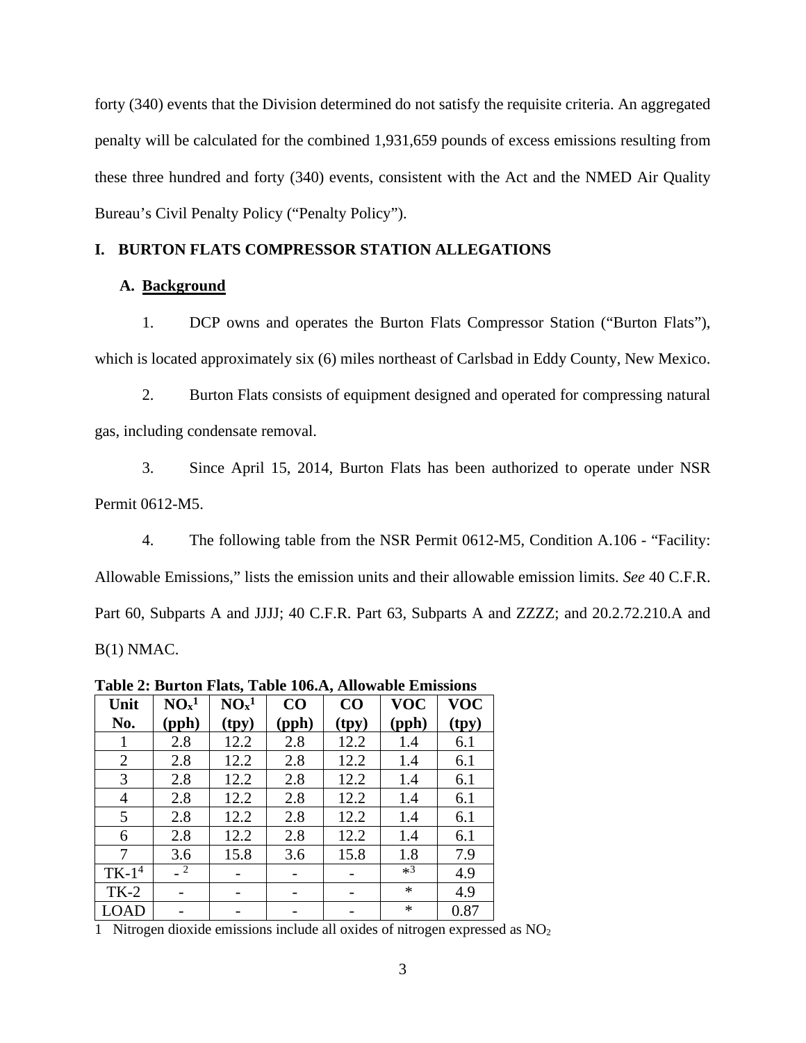forty (340) events that the Division determined do not satisfy the requisite criteria. An aggregated penalty will be calculated for the combined 1,931,659 pounds of excess emissions resulting from these three hundred and forty (340) events, consistent with the Act and the NMED Air Quality Bureau's Civil Penalty Policy ("Penalty Policy").

## I. BURTON FLATS COMPRESSOR STATION ALLEGATIONS

### A. Background

1. DCP owns and operates the Burton Flats Compressor Station ("Burton Flats"), which is located approximately six (6) miles northeast of Carlsbad in Eddy County, New Mexico.

2. Burton Flats consists of equipment designed and operated for compressing natural gas, including condensate removal.

3. Since April 15, 2014, Burton Flats has been authorized to operate under NSR Permit 0612-M5.

4. The following table from the NSR Permit 0612-M5, Condition A.106 - "Facility: Allowable Emissions," lists the emission units and their allowable emission limits. *See* 40 C.F.R. Part 60, Subparts A and JJJJ; 40 C.F.R. Part 63, Subparts A and ZZZZ; and 20.2.72.210.A and B(1) NMAC.

**Table 2: Burton Flats, Table 106.A, Allowable Emissions**

| Unit No. | $NO_x$[1] (pph) | $NO_x$[1] (tpy) | CO (pph) | CO (tpy) | VOC (pph) | VOC (tpy) |
|---|---|---|---|---|---|---|
| 1 | 2.8 | 12.2 | 2.8 | 12.2 | 1.4 | 6.1 |
| 2 | 2.8 | 12.2 | 2.8 | 12.2 | 1.4 | 6.1 |
| 3 | 2.8 | 12.2 | 2.8 | 12.2 | 1.4 | 6.1 |
| 4 | 2.8 | 12.2 | 2.8 | 12.2 | 1.4 | 6.1 |
| 5 | 2.8 | 12.2 | 2.8 | 12.2 | 1.4 | 6.1 |
| 6 | 2.8 | 12.2 | 2.8 | 12.2 | 1.4 | 6.1 |
| 7 | 3.6 | 15.8 | 3.6 | 15.8 | 1.8 | 7.9 |
| TK-1[4] | -[2] | - | - | - | *[3] | 4.9 |
| TK-2 | - | - | - | - | * | 4.9 |
| LOAD | - | - | - | - | * | 0.87 |

1 Nitrogen dioxide emissions include all oxides of nitrogen expressed as $NO_2$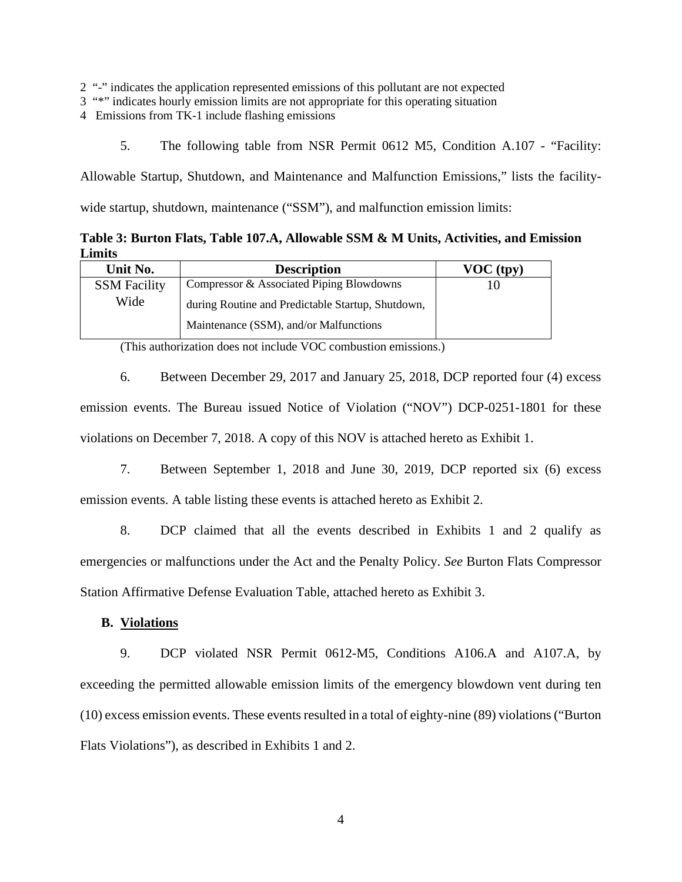2 "-" indicates the application represented emissions of this pollutant are not expected

3 "*" indicates hourly emission limits are not appropriate for this operating situation

4 Emissions from TK-1 include flashing emissions

5. The following table from NSR Permit 0612 M5, Condition A.107 - "Facility: Allowable Startup, Shutdown, and Maintenance and Malfunction Emissions," lists the facility-wide startup, shutdown, maintenance ("SSM"), and malfunction emission limits:

**Table 3: Burton Flats, Table 107.A, Allowable SSM & M Units, Activities, and Emission Limits**

| Unit No. | Description | VOC (tpy) |
|---|---|---|
| SSM Facility Wide | Compressor & Associated Piping Blowdowns during Routine and Predictable Startup, Shutdown, Maintenance (SSM), and/or Malfunctions | 10 |

(This authorization does not include VOC combustion emissions.)

6. Between December 29, 2017 and January 25, 2018, DCP reported four (4) excess emission events. The Bureau issued Notice of Violation ("NOV") DCP-0251-1801 for these violations on December 7, 2018. A copy of this NOV is attached hereto as Exhibit 1.

7. Between September 1, 2018 and June 30, 2019, DCP reported six (6) excess emission events. A table listing these events is attached hereto as Exhibit 2.

8. DCP claimed that all the events described in Exhibits 1 and 2 qualify as emergencies or malfunctions under the Act and the Penalty Policy. *See* Burton Flats Compressor Station Affirmative Defense Evaluation Table, attached hereto as Exhibit 3.

### B. Violations

9. DCP violated NSR Permit 0612-M5, Conditions A106.A and A107.A, by exceeding the permitted allowable emission limits of the emergency blowdown vent during ten (10) excess emission events. These events resulted in a total of eighty-nine (89) violations ("Burton Flats Violations"), as described in Exhibits 1 and 2.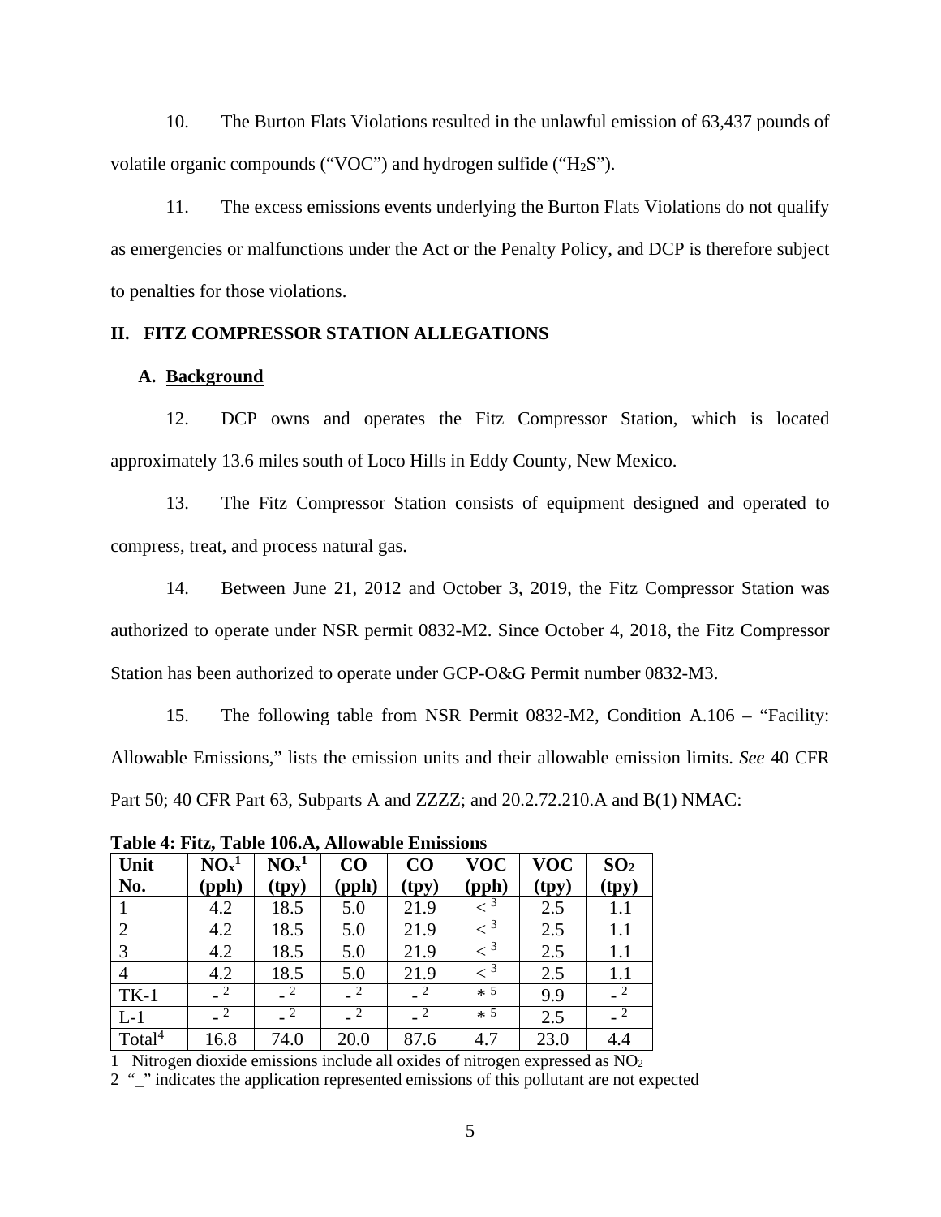10. The Burton Flats Violations resulted in the unlawful emission of 63,437 pounds of volatile organic compounds (“VOC”) and hydrogen sulfide (“$H_2S$”).

11. The excess emissions events underlying the Burton Flats Violations do not qualify as emergencies or malfunctions under the Act or the Penalty Policy, and DCP is therefore subject to penalties for those violations.

## II. FITZ COMPRESSOR STATION ALLEGATIONS

### A. Background

12. DCP owns and operates the Fitz Compressor Station, which is located approximately 13.6 miles south of Loco Hills in Eddy County, New Mexico.

13. The Fitz Compressor Station consists of equipment designed and operated to compress, treat, and process natural gas.

14. Between June 21, 2012 and October 3, 2019, the Fitz Compressor Station was authorized to operate under NSR permit 0832-M2. Since October 4, 2018, the Fitz Compressor Station has been authorized to operate under GCP-O&G Permit number 0832-M3.

15. The following table from NSR Permit 0832-M2, Condition A.106 – “Facility: Allowable Emissions,” lists the emission units and their allowable emission limits. *See* 40 CFR Part 50; 40 CFR Part 63, Subparts A and ZZZZ; and 20.2.72.210.A and B(1) NMAC:

**Table 4: Fitz, Table 106.A, Allowable Emissions**

| Unit No. | $NO_x$[1] (pph) | $NO_x$[1] (tpy) | CO (pph) | CO (tpy) | VOC (pph) | VOC (tpy) | $SO_2$ (tpy) |
|---|---|---|---|---|---|---|---|
| 1 | 4.2 | 18.5 | 5.0 | 21.9 | < [3] | 2.5 | 1.1 |
| 2 | 4.2 | 18.5 | 5.0 | 21.9 | < [3] | 2.5 | 1.1 |
| 3 | 4.2 | 18.5 | 5.0 | 21.9 | < [3] | 2.5 | 1.1 |
| 4 | 4.2 | 18.5 | 5.0 | 21.9 | < [3] | 2.5 | 1.1 |
| TK-1 | - [2] | - [2] | - [2] | - [2] | * [5] | 9.9 | - [2] |
| L-1 | - [2] | - [2] | - [2] | - [2] | * [5] | 2.5 | - [2] |
| Total[4] | 16.8 | 74.0 | 20.0 | 87.6 | 4.7 | 23.0 | 4.4 |

1 Nitrogen dioxide emissions include all oxides of nitrogen expressed as $NO_2$

2 “_” indicates the application represented emissions of this pollutant are not expected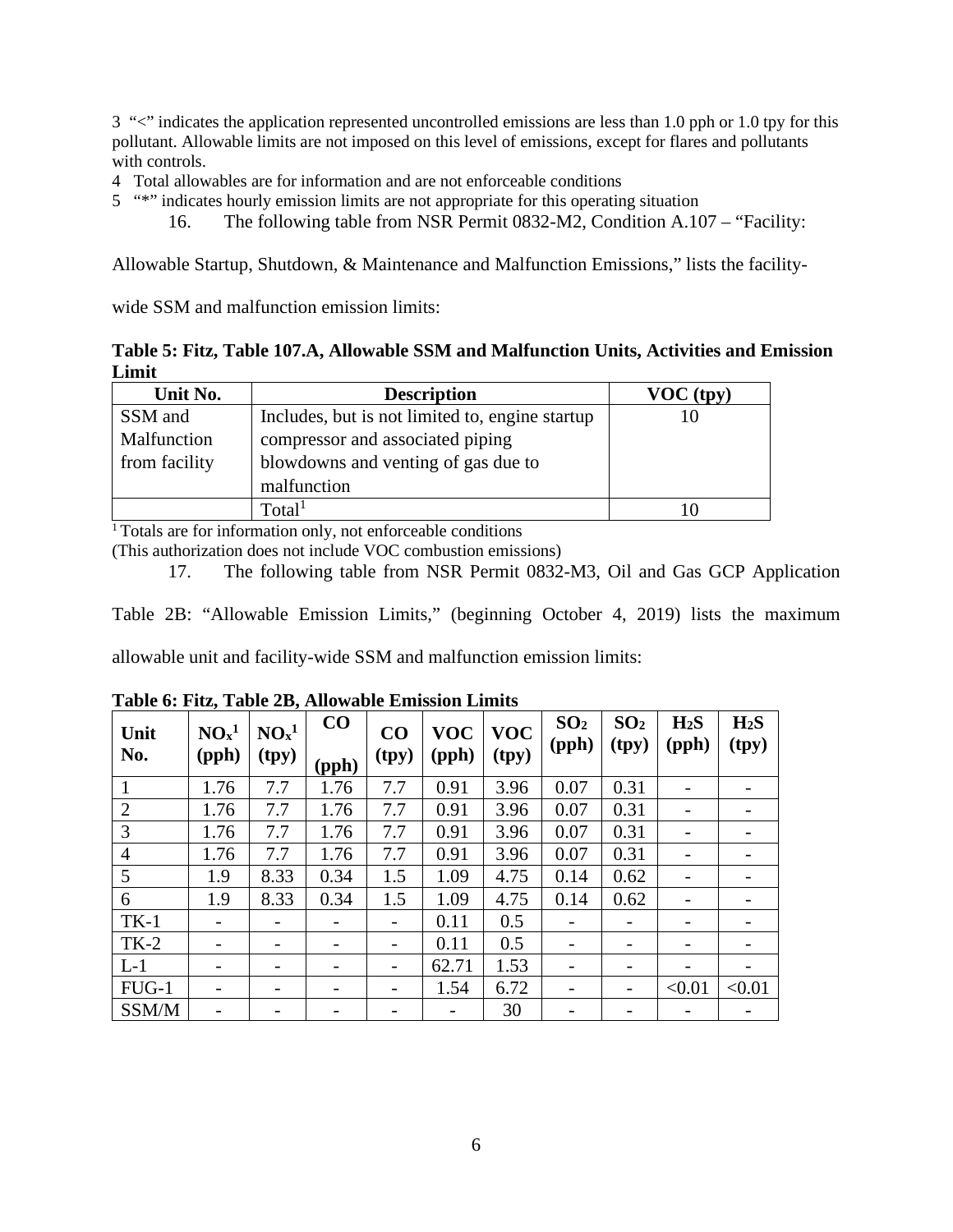3 "<" indicates the application represented uncontrolled emissions are less than 1.0 pph or 1.0 tpy for this pollutant. Allowable limits are not imposed on this level of emissions, except for flares and pollutants with controls.

4 Total allowables are for information and are not enforceable conditions

5 "*" indicates hourly emission limits are not appropriate for this operating situation

16. The following table from NSR Permit 0832-M2, Condition A.107 – "Facility: Allowable Startup, Shutdown, & Maintenance and Malfunction Emissions," lists the facility-wide SSM and malfunction emission limits:

**Table 5: Fitz, Table 107.A, Allowable SSM and Malfunction Units, Activities and Emission Limit**

| Unit No. | Description | VOC (tpy) |
|---|---|---|
| SSM and Malfunction from facility | Includes, but is not limited to, engine startup compressor and associated piping blowdowns and venting of gas due to malfunction | 10 |
| | Total[1] | 10 |

[1] Totals are for information only, not enforceable conditions

(This authorization does not include VOC combustion emissions)

17. The following table from NSR Permit 0832-M3, Oil and Gas GCP Application Table 2B: "Allowable Emission Limits," (beginning October 4, 2019) lists the maximum allowable unit and facility-wide SSM and malfunction emission limits:

**Table 6: Fitz, Table 2B, Allowable Emission Limits**

| Unit No. | $NO_x$[1] (pph) | $NO_x$[1] (tpy) | CO (pph) | CO (tpy) | VOC (pph) | VOC (tpy) | $SO_2$ (pph) | $SO_2$ (tpy) | $H_2S$ (pph) | $H_2S$ (tpy) |
|---|---|---|---|---|---|---|---|---|---|---|
| 1 | 1.76 | 7.7 | 1.76 | 7.7 | 0.91 | 3.96 | 0.07 | 0.31 | - | - |
| 2 | 1.76 | 7.7 | 1.76 | 7.7 | 0.91 | 3.96 | 0.07 | 0.31 | - | - |
| 3 | 1.76 | 7.7 | 1.76 | 7.7 | 0.91 | 3.96 | 0.07 | 0.31 | - | - |
| 4 | 1.76 | 7.7 | 1.76 | 7.7 | 0.91 | 3.96 | 0.07 | 0.31 | - | - |
| 5 | 1.9 | 8.33 | 0.34 | 1.5 | 1.09 | 4.75 | 0.14 | 0.62 | - | - |
| 6 | 1.9 | 8.33 | 0.34 | 1.5 | 1.09 | 4.75 | 0.14 | 0.62 | - | - |
| TK-1 | - | - | - | - | 0.11 | 0.5 | - | - | - | - |
| TK-2 | - | - | - | - | 0.11 | 0.5 | - | - | - | - |
| L-1 | - | - | - | - | 62.71 | 1.53 | - | - | - | - |
| FUG-1 | - | - | - | - | 1.54 | 6.72 | - | - | <0.01 | <0.01 |
| SSM/M | - | - | - | - | - | 30 | - | - | - | - |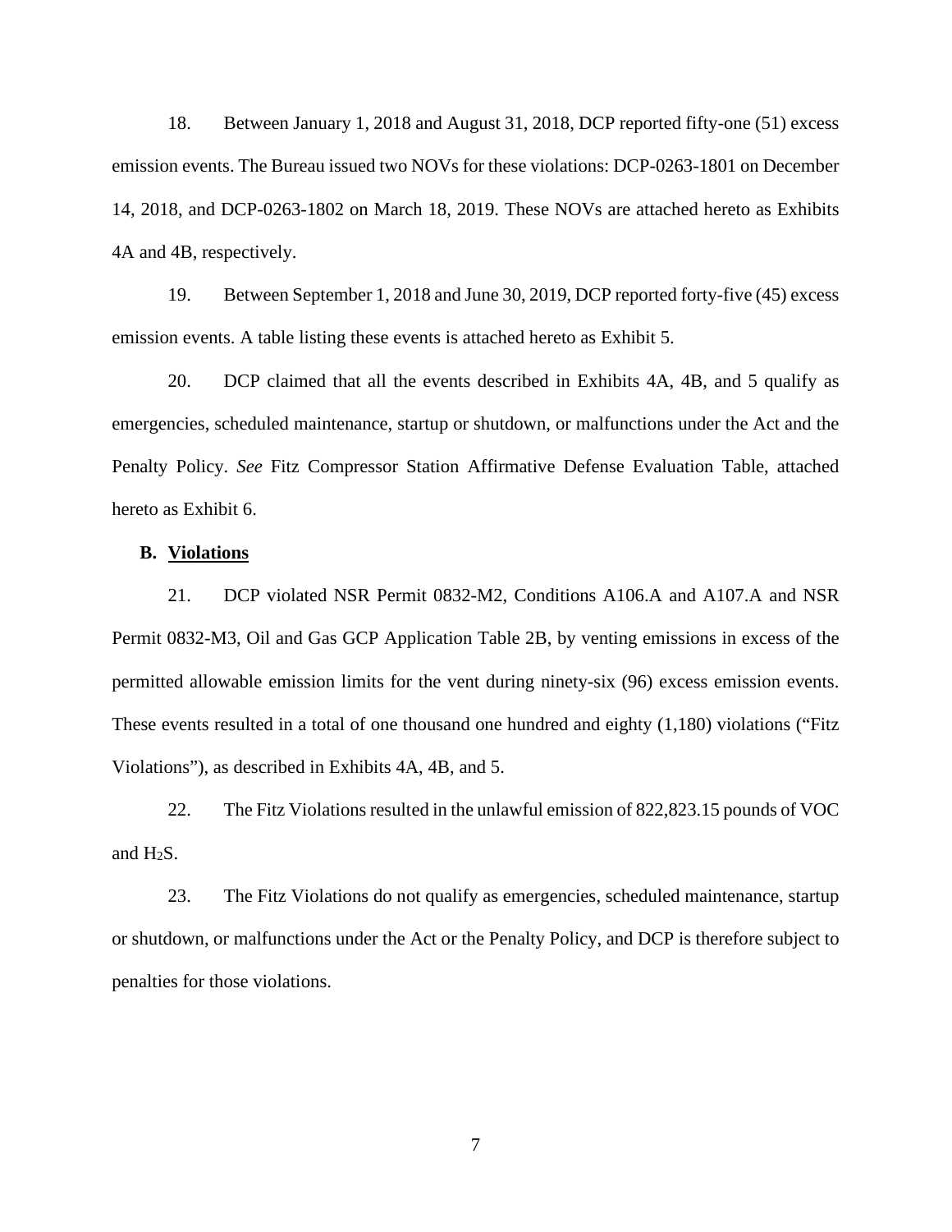18. Between January 1, 2018 and August 31, 2018, DCP reported fifty-one (51) excess emission events. The Bureau issued two NOVs for these violations: DCP-0263-1801 on December 14, 2018, and DCP-0263-1802 on March 18, 2019. These NOVs are attached hereto as Exhibits 4A and 4B, respectively.

19. Between September 1, 2018 and June 30, 2019, DCP reported forty-five (45) excess emission events. A table listing these events is attached hereto as Exhibit 5.

20. DCP claimed that all the events described in Exhibits 4A, 4B, and 5 qualify as emergencies, scheduled maintenance, startup or shutdown, or malfunctions under the Act and the Penalty Policy. *See* Fitz Compressor Station Affirmative Defense Evaluation Table, attached hereto as Exhibit 6.

**B. Violations**

21. DCP violated NSR Permit 0832-M2, Conditions A106.A and A107.A and NSR Permit 0832-M3, Oil and Gas GCP Application Table 2B, by venting emissions in excess of the permitted allowable emission limits for the vent during ninety-six (96) excess emission events. These events resulted in a total of one thousand one hundred and eighty (1,180) violations ("Fitz Violations"), as described in Exhibits 4A, 4B, and 5.

22. The Fitz Violations resulted in the unlawful emission of 822,823.15 pounds of VOC and $H_2S$.

23. The Fitz Violations do not qualify as emergencies, scheduled maintenance, startup or shutdown, or malfunctions under the Act or the Penalty Policy, and DCP is therefore subject to penalties for those violations.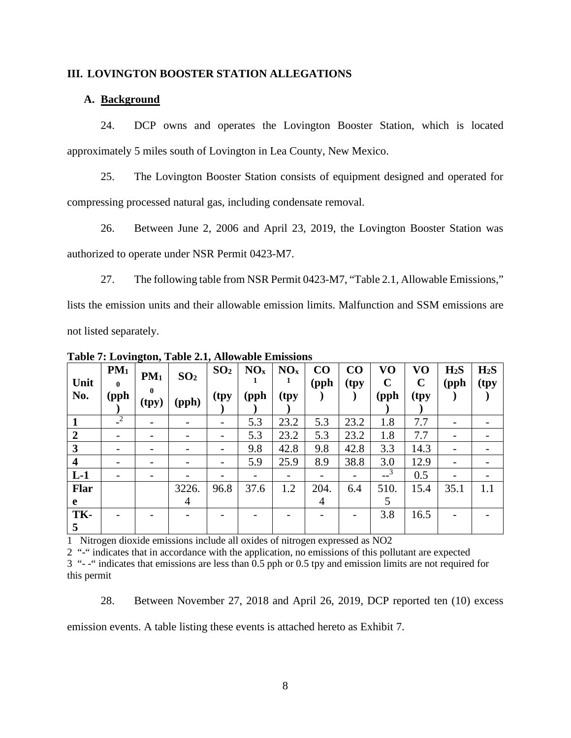## III. LOVINGTON BOOSTER STATION ALLEGATIONS

### A. Background

24. DCP owns and operates the Lovington Booster Station, which is located approximately 5 miles south of Lovington in Lea County, New Mexico.

25. The Lovington Booster Station consists of equipment designed and operated for compressing processed natural gas, including condensate removal.

26. Between June 2, 2006 and April 23, 2019, the Lovington Booster Station was authorized to operate under NSR Permit 0423-M7.

27. The following table from NSR Permit 0423-M7, "Table 2.1, Allowable Emissions," lists the emission units and their allowable emission limits. Malfunction and SSM emissions are not listed separately.

**Table 7: Lovington, Table 2.1, Allowable Emissions**

| Unit No. | $PM_{10}$ (pph) | $PM_{10}$ (tpy) | $SO_2$ (pph) | $SO_2$ (tpy) | $NO_x$[1] (pph) | $NO_x$[1] (tpy) | CO (pph) | CO (tpy) | VOC (pph) | VOC (tpy) | $H_2S$ (pph) | $H_2S$ (tpy) |
|---|---|---|---|---|---|---|---|---|---|---|---|---|
| 1 | -[2] | - | - | - | 5.3 | 23.2 | 5.3 | 23.2 | 1.8 | 7.7 | - | - |
| 2 | - | - | - | - | 5.3 | 23.2 | 5.3 | 23.2 | 1.8 | 7.7 | - | - |
| 3 | - | - | - | - | 9.8 | 42.8 | 9.8 | 42.8 | 3.3 | 14.3 | - | - |
| 4 | - | - | - | - | 5.9 | 25.9 | 8.9 | 38.8 | 3.0 | 12.9 | - | - |
| L-1 | - | - | - | - | - | - | - | - | --[3] | 0.5 | - | - |
| Flare | | | 3226.4 | 96.8 | 37.6 | 1.2 | 204.4 | 6.4 | 510.5 | 15.4 | 35.1 | 1.1 |
| TK-5 | - | - | - | - | - | - | - | - | 3.8 | 16.5 | - | - |

1 Nitrogen dioxide emissions include all oxides of nitrogen expressed as NO2

2 "-" indicates that in accordance with the application, no emissions of this pollutant are expected

3 "- -" indicates that emissions are less than 0.5 pph or 0.5 tpy and emission limits are not required for this permit

28. Between November 27, 2018 and April 26, 2019, DCP reported ten (10) excess emission events. A table listing these events is attached hereto as Exhibit 7.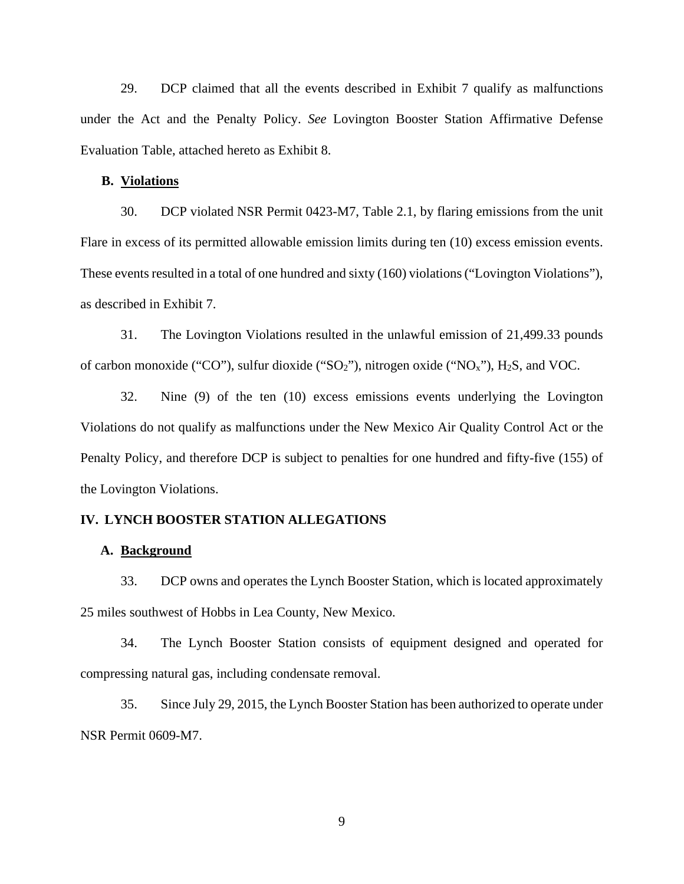29. DCP claimed that all the events described in Exhibit 7 qualify as malfunctions under the Act and the Penalty Policy. *See* Lovington Booster Station Affirmative Defense Evaluation Table, attached hereto as Exhibit 8.

### B. <u>Violations</u>

30. DCP violated NSR Permit 0423-M7, Table 2.1, by flaring emissions from the unit Flare in excess of its permitted allowable emission limits during ten (10) excess emission events. These events resulted in a total of one hundred and sixty (160) violations ("Lovington Violations"), as described in Exhibit 7.

31. The Lovington Violations resulted in the unlawful emission of 21,499.33 pounds of carbon monoxide ("CO"), sulfur dioxide ("$SO_2$"), nitrogen oxide ("$NO_x$"), $H_2S$, and VOC.

32. Nine (9) of the ten (10) excess emissions events underlying the Lovington Violations do not qualify as malfunctions under the New Mexico Air Quality Control Act or the Penalty Policy, and therefore DCP is subject to penalties for one hundred and fifty-five (155) of the Lovington Violations.

## IV. LYNCH BOOSTER STATION ALLEGATIONS

### A. <u>Background</u>

33. DCP owns and operates the Lynch Booster Station, which is located approximately 25 miles southwest of Hobbs in Lea County, New Mexico.

34. The Lynch Booster Station consists of equipment designed and operated for compressing natural gas, including condensate removal.

35. Since July 29, 2015, the Lynch Booster Station has been authorized to operate under NSR Permit 0609-M7.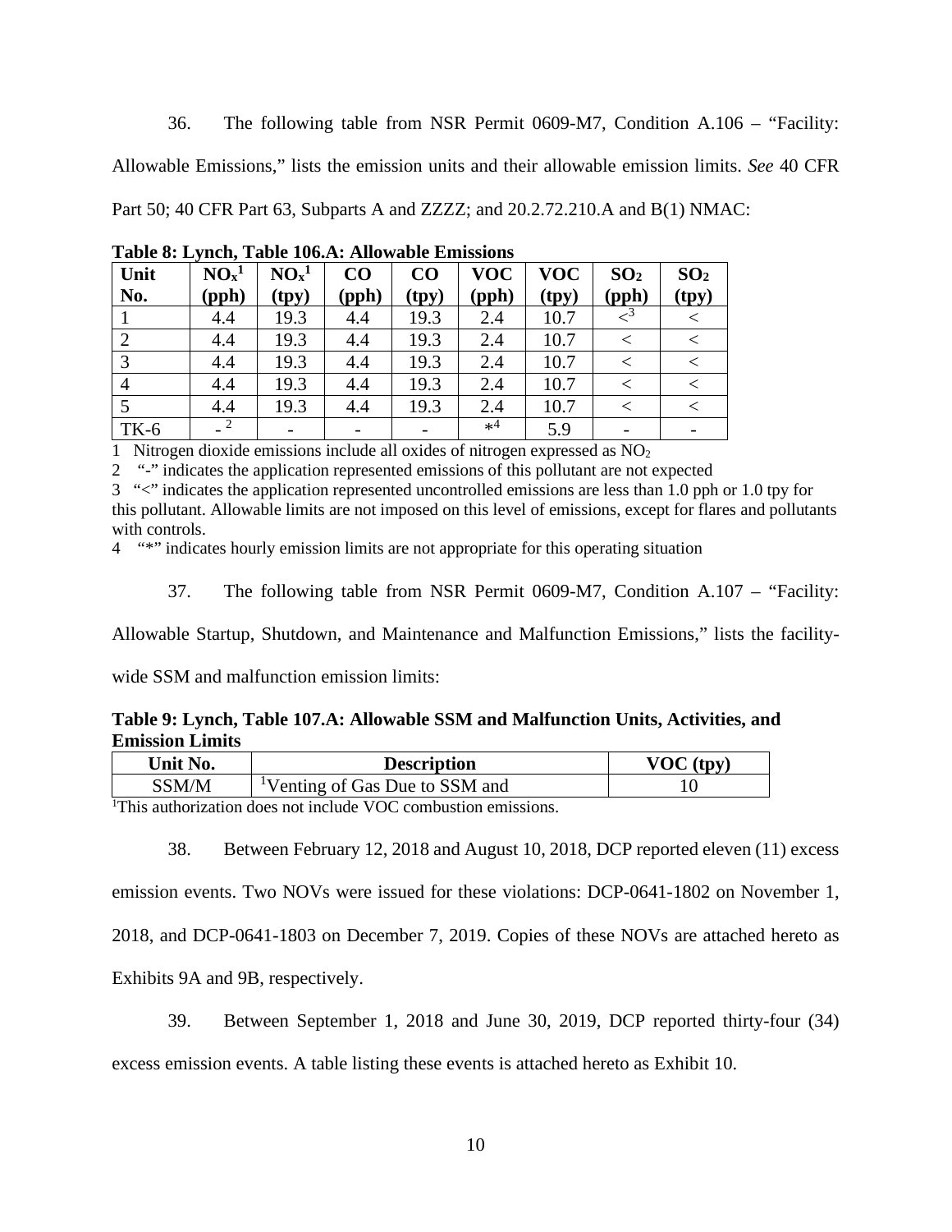36. The following table from NSR Permit 0609-M7, Condition A.106 – "Facility: Allowable Emissions," lists the emission units and their allowable emission limits. *See* 40 CFR Part 50; 40 CFR Part 63, Subparts A and ZZZZ; and 20.2.72.210.A and B(1) NMAC:

**Table 8: Lynch, Table 106.A: Allowable Emissions**

| Unit No. | $NO_x$[1] (pph) | $NO_x$[1] (tpy) | CO (pph) | CO (tpy) | VOC (pph) | VOC (tpy) | $SO_2$ (pph) | $SO_2$ (tpy) |
|---|---|---|---|---|---|---|---|---|
| 1 | 4.4 | 19.3 | 4.4 | 19.3 | 2.4 | 10.7 | <[3] | < |
| 2 | 4.4 | 19.3 | 4.4 | 19.3 | 2.4 | 10.7 | < | < |
| 3 | 4.4 | 19.3 | 4.4 | 19.3 | 2.4 | 10.7 | < | < |
| 4 | 4.4 | 19.3 | 4.4 | 19.3 | 2.4 | 10.7 | < | < |
| 5 | 4.4 | 19.3 | 4.4 | 19.3 | 2.4 | 10.7 | < | < |
| TK-6 | -[2] | - | - | - | *[4] | 5.9 | - | - |

1 Nitrogen dioxide emissions include all oxides of nitrogen expressed as $NO_2$

2 "-" indicates the application represented emissions of this pollutant are not expected

3 "<" indicates the application represented uncontrolled emissions are less than 1.0 pph or 1.0 tpy for this pollutant. Allowable limits are not imposed on this level of emissions, except for flares and pollutants with controls.

4 "*" indicates hourly emission limits are not appropriate for this operating situation

37. The following table from NSR Permit 0609-M7, Condition A.107 – "Facility: Allowable Startup, Shutdown, and Maintenance and Malfunction Emissions," lists the facility-wide SSM and malfunction emission limits:

**Table 9: Lynch, Table 107.A: Allowable SSM and Malfunction Units, Activities, and Emission Limits**

| Unit No. | Description | VOC (tpy) |
|---|---|---|
| SSM/M | [1]Venting of Gas Due to SSM and | 10 |

[1]This authorization does not include VOC combustion emissions.

38. Between February 12, 2018 and August 10, 2018, DCP reported eleven (11) excess emission events. Two NOVs were issued for these violations: DCP-0641-1802 on November 1, 2018, and DCP-0641-1803 on December 7, 2019. Copies of these NOVs are attached hereto as Exhibits 9A and 9B, respectively.

39. Between September 1, 2018 and June 30, 2019, DCP reported thirty-four (34) excess emission events. A table listing these events is attached hereto as Exhibit 10.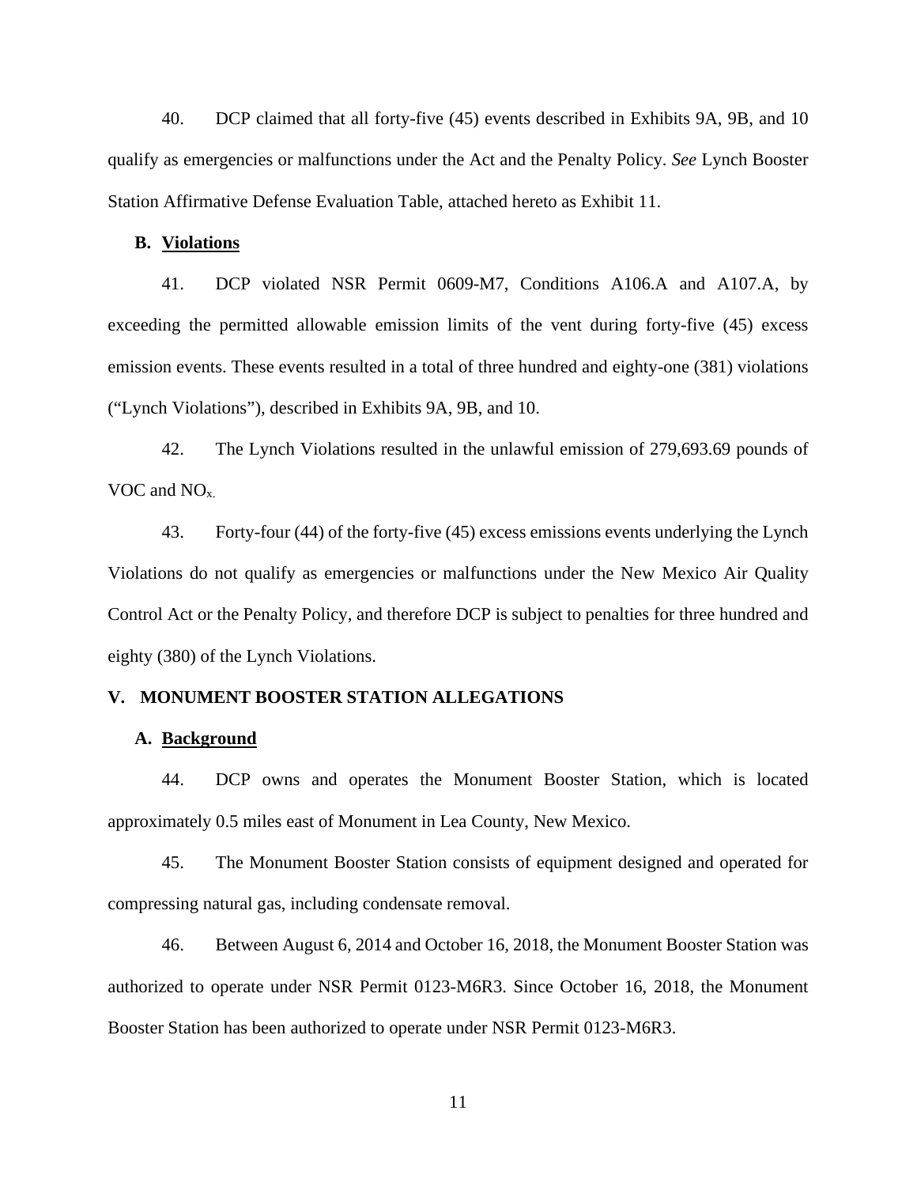40. DCP claimed that all forty-five (45) events described in Exhibits 9A, 9B, and 10 qualify as emergencies or malfunctions under the Act and the Penalty Policy. *See* Lynch Booster Station Affirmative Defense Evaluation Table, attached hereto as Exhibit 11.

### B. Violations

41. DCP violated NSR Permit 0609-M7, Conditions A106.A and A107.A, by exceeding the permitted allowable emission limits of the vent during forty-five (45) excess emission events. These events resulted in a total of three hundred and eighty-one (381) violations ("Lynch Violations"), described in Exhibits 9A, 9B, and 10.

42. The Lynch Violations resulted in the unlawful emission of 279,693.69 pounds of VOC and $NO_x$.

43. Forty-four (44) of the forty-five (45) excess emissions events underlying the Lynch Violations do not qualify as emergencies or malfunctions under the New Mexico Air Quality Control Act or the Penalty Policy, and therefore DCP is subject to penalties for three hundred and eighty (380) of the Lynch Violations.

## V. MONUMENT BOOSTER STATION ALLEGATIONS

### A. Background

44. DCP owns and operates the Monument Booster Station, which is located approximately 0.5 miles east of Monument in Lea County, New Mexico.

45. The Monument Booster Station consists of equipment designed and operated for compressing natural gas, including condensate removal.

46. Between August 6, 2014 and October 16, 2018, the Monument Booster Station was authorized to operate under NSR Permit 0123-M6R3. Since October 16, 2018, the Monument Booster Station has been authorized to operate under NSR Permit 0123-M6R3.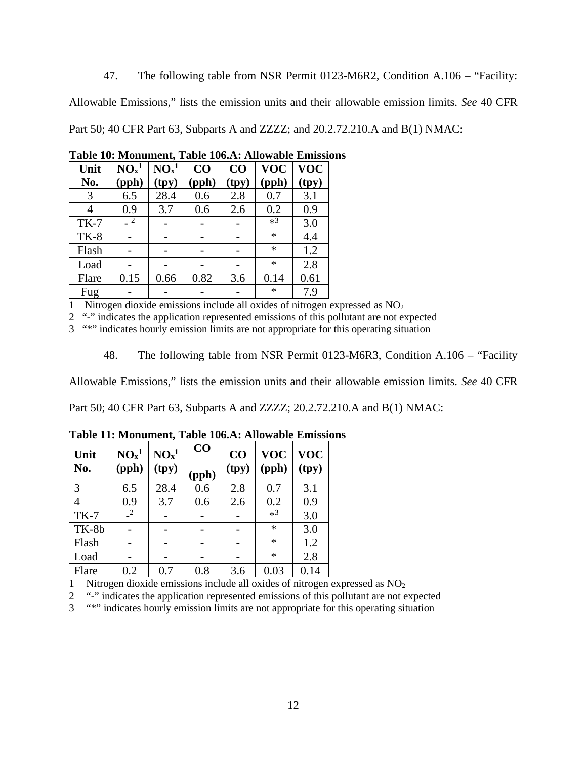47. The following table from NSR Permit 0123-M6R2, Condition A.106 – "Facility: Allowable Emissions," lists the emission units and their allowable emission limits. *See* 40 CFR Part 50; 40 CFR Part 63, Subparts A and ZZZZ; and 20.2.72.210.A and B(1) NMAC:

**Table 10: Monument, Table 106.A: Allowable Emissions**

| Unit No. | $NO_x$[1] (pph) | $NO_x$[1] (tpy) | CO (pph) | CO (tpy) | VOC (pph) | VOC (tpy) |
|---|---|---|---|---|---|---|
| 3 | 6.5 | 28.4 | 0.6 | 2.8 | 0.7 | 3.1 |
| 4 | 0.9 | 3.7 | 0.6 | 2.6 | 0.2 | 0.9 |
| TK-7 | -[2] | - | - | - | *[3] | 3.0 |
| TK-8 | - | - | - | - | * | 4.4 |
| Flash | - | - | - | - | * | 1.2 |
| Load | - | - | - | - | * | 2.8 |
| Flare | 0.15 | 0.66 | 0.82 | 3.6 | 0.14 | 0.61 |
| Fug | - | - | - | - | * | 7.9 |

1 Nitrogen dioxide emissions include all oxides of nitrogen expressed as $NO_2$
2 "-" indicates the application represented emissions of this pollutant are not expected
3 "*" indicates hourly emission limits are not appropriate for this operating situation

48. The following table from NSR Permit 0123-M6R3, Condition A.106 – "Facility Allowable Emissions," lists the emission units and their allowable emission limits. *See* 40 CFR Part 50; 40 CFR Part 63, Subparts A and ZZZZ; 20.2.72.210.A and B(1) NMAC:

**Table 11: Monument, Table 106.A: Allowable Emissions**

| Unit No. | $NO_x$[1] (pph) | $NO_x$[1] (tpy) | CO (pph) | CO (tpy) | VOC (pph) | VOC (tpy) |
|---|---|---|---|---|---|---|
| 3 | 6.5 | 28.4 | 0.6 | 2.8 | 0.7 | 3.1 |
| 4 | 0.9 | 3.7 | 0.6 | 2.6 | 0.2 | 0.9 |
| TK-7 | -[2] | - | - | - | *[3] | 3.0 |
| TK-8b | - | - | - | - | * | 3.0 |
| Flash | - | - | - | - | * | 1.2 |
| Load | - | - | - | - | * | 2.8 |
| Flare | 0.2 | 0.7 | 0.8 | 3.6 | 0.03 | 0.14 |

1 Nitrogen dioxide emissions include all oxides of nitrogen expressed as $NO_2$
2 "-" indicates the application represented emissions of this pollutant are not expected
3 "*" indicates hourly emission limits are not appropriate for this operating situation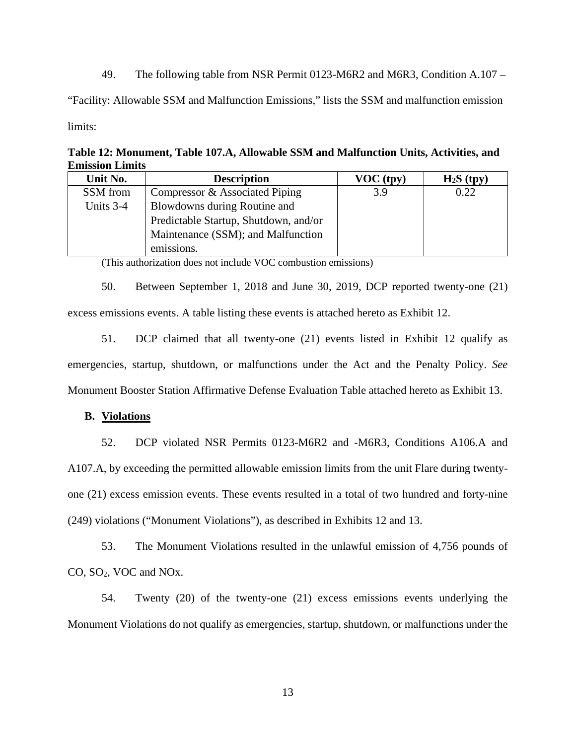49. The following table from NSR Permit 0123-M6R2 and M6R3, Condition A.107 – "Facility: Allowable SSM and Malfunction Emissions," lists the SSM and malfunction emission limits:

**Table 12: Monument, Table 107.A, Allowable SSM and Malfunction Units, Activities, and Emission Limits**

| Unit No. | Description | VOC (tpy) | $H_2S$ (tpy) |
|---|---|---|---|
| SSM from Units 3-4 | Compressor & Associated Piping Blowdowns during Routine and Predictable Startup, Shutdown, and/or Maintenance (SSM); and Malfunction emissions. | 3.9 | 0.22 |

(This authorization does not include VOC combustion emissions)

50. Between September 1, 2018 and June 30, 2019, DCP reported twenty-one (21) excess emissions events. A table listing these events is attached hereto as Exhibit 12.

51. DCP claimed that all twenty-one (21) events listed in Exhibit 12 qualify as emergencies, startup, shutdown, or malfunctions under the Act and the Penalty Policy. *See* Monument Booster Station Affirmative Defense Evaluation Table attached hereto as Exhibit 13.

**B. Violations**

52. DCP violated NSR Permits 0123-M6R2 and -M6R3, Conditions A106.A and A107.A, by exceeding the permitted allowable emission limits from the unit Flare during twenty-one (21) excess emission events. These events resulted in a total of two hundred and forty-nine (249) violations ("Monument Violations"), as described in Exhibits 12 and 13.

53. The Monument Violations resulted in the unlawful emission of 4,756 pounds of CO, $SO_2$, VOC and NOx.

54. Twenty (20) of the twenty-one (21) excess emissions events underlying the Monument Violations do not qualify as emergencies, startup, shutdown, or malfunctions under the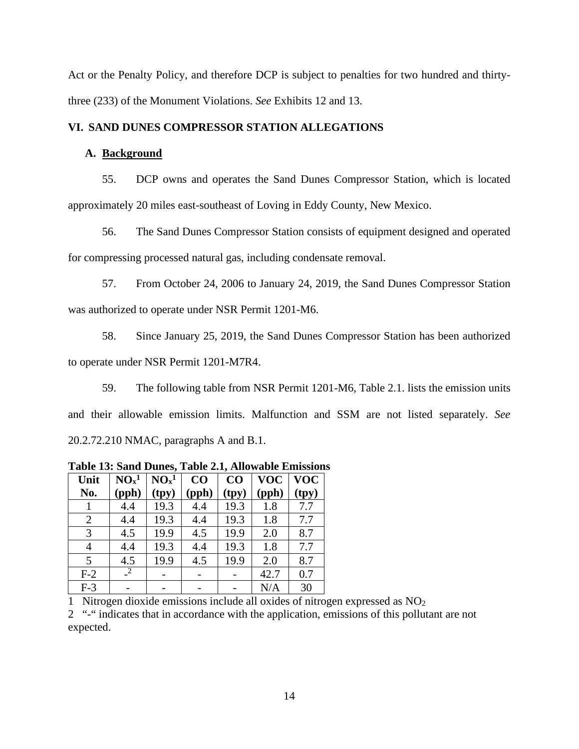Act or the Penalty Policy, and therefore DCP is subject to penalties for two hundred and thirty-three (233) of the Monument Violations. *See* Exhibits 12 and 13.

## VI. SAND DUNES COMPRESSOR STATION ALLEGATIONS

### A. Background

55. DCP owns and operates the Sand Dunes Compressor Station, which is located approximately 20 miles east-southeast of Loving in Eddy County, New Mexico.

56. The Sand Dunes Compressor Station consists of equipment designed and operated for compressing processed natural gas, including condensate removal.

57. From October 24, 2006 to January 24, 2019, the Sand Dunes Compressor Station was authorized to operate under NSR Permit 1201-M6.

58. Since January 25, 2019, the Sand Dunes Compressor Station has been authorized to operate under NSR Permit 1201-M7R4.

59. The following table from NSR Permit 1201-M6, Table 2.1. lists the emission units and their allowable emission limits. Malfunction and SSM are not listed separately. *See* 20.2.72.210 NMAC, paragraphs A and B.1.

**Table 13: Sand Dunes, Table 2.1, Allowable Emissions**

| Unit No. | $NO_x$[1] (pph) | $NO_x$[1] (tpy) | CO (pph) | CO (tpy) | VOC (pph) | VOC (tpy) |
|---|---|---|---|---|---|---|
| 1 | 4.4 | 19.3 | 4.4 | 19.3 | 1.8 | 7.7 |
| 2 | 4.4 | 19.3 | 4.4 | 19.3 | 1.8 | 7.7 |
| 3 | 4.5 | 19.9 | 4.5 | 19.9 | 2.0 | 8.7 |
| 4 | 4.4 | 19.3 | 4.4 | 19.3 | 1.8 | 7.7 |
| 5 | 4.5 | 19.9 | 4.5 | 19.9 | 2.0 | 8.7 |
| F-2 | -[2] | - | - | - | 42.7 | 0.7 |
| F-3 | - | - | - | - | N/A | 30 |

1 Nitrogen dioxide emissions include all oxides of nitrogen expressed as $NO_2$

2 "-" indicates that in accordance with the application, emissions of this pollutant are not expected.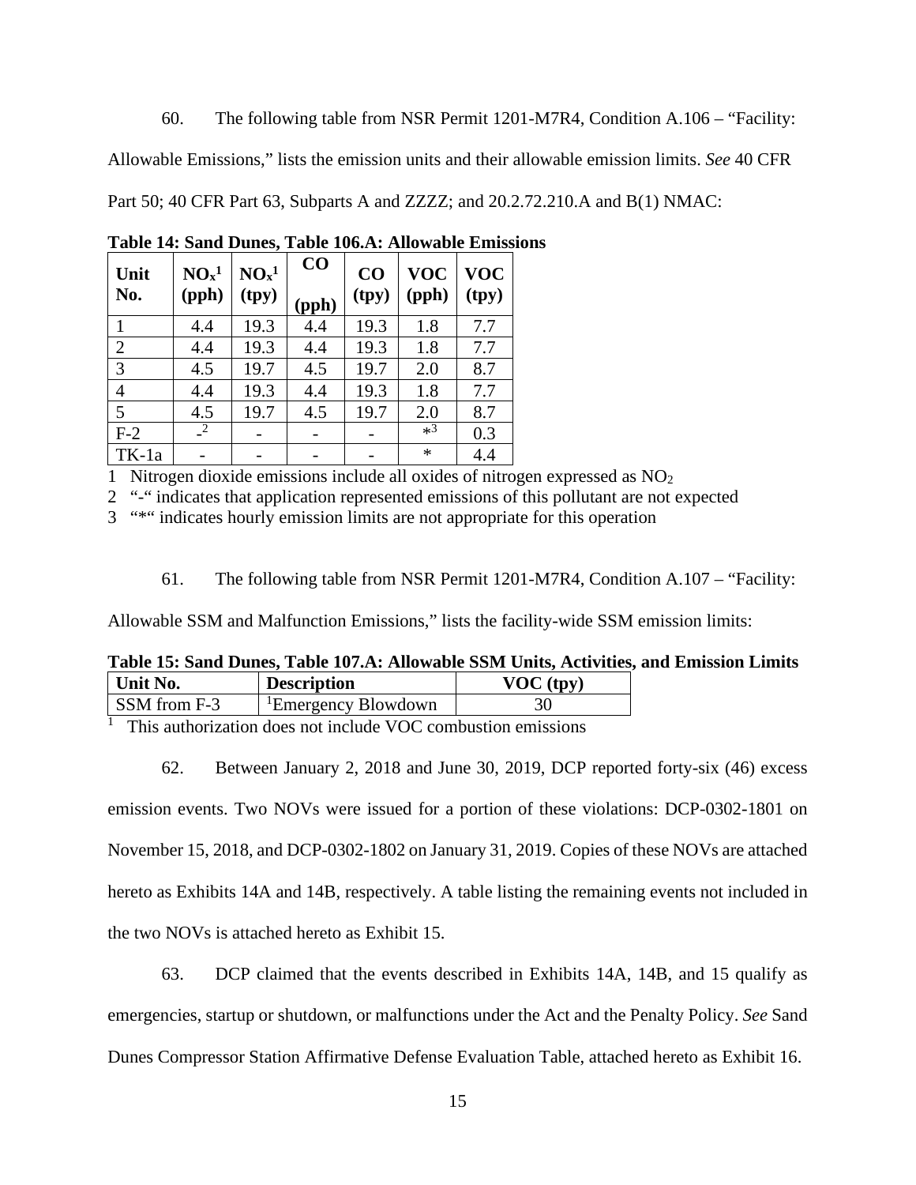60. The following table from NSR Permit 1201-M7R4, Condition A.106 – "Facility: Allowable Emissions," lists the emission units and their allowable emission limits. *See* 40 CFR Part 50; 40 CFR Part 63, Subparts A and ZZZZ; and 20.2.72.210.A and B(1) NMAC:

**Table 14: Sand Dunes, Table 106.A: Allowable Emissions**

| Unit No. | $NO_x$[1] (pph) | $NO_x$[1] (tpy) | CO (pph) | CO (tpy) | VOC (pph) | VOC (tpy) |
|---|---|---|---|---|---|---|
| 1 | 4.4 | 19.3 | 4.4 | 19.3 | 1.8 | 7.7 |
| 2 | 4.4 | 19.3 | 4.4 | 19.3 | 1.8 | 7.7 |
| 3 | 4.5 | 19.7 | 4.5 | 19.7 | 2.0 | 8.7 |
| 4 | 4.4 | 19.3 | 4.4 | 19.3 | 1.8 | 7.7 |
| 5 | 4.5 | 19.7 | 4.5 | 19.7 | 2.0 | 8.7 |
| F-2 | -[2] | - | - | - | *[3] | 0.3 |
| TK-1a | - | - | - | - | * | 4.4 |

1 Nitrogen dioxide emissions include all oxides of nitrogen expressed as $NO_2$

2 "-" indicates that application represented emissions of this pollutant are not expected

3 "*" indicates hourly emission limits are not appropriate for this operation

61. The following table from NSR Permit 1201-M7R4, Condition A.107 – "Facility: Allowable SSM and Malfunction Emissions," lists the facility-wide SSM emission limits:

**Table 15: Sand Dunes, Table 107.A: Allowable SSM Units, Activities, and Emission Limits**

| Unit No. | Description | VOC (tpy) |
|---|---|---|
| SSM from F-3 | [1]Emergency Blowdown | 30 |

1 This authorization does not include VOC combustion emissions

62. Between January 2, 2018 and June 30, 2019, DCP reported forty-six (46) excess emission events. Two NOVs were issued for a portion of these violations: DCP-0302-1801 on November 15, 2018, and DCP-0302-1802 on January 31, 2019. Copies of these NOVs are attached hereto as Exhibits 14A and 14B, respectively. A table listing the remaining events not included in the two NOVs is attached hereto as Exhibit 15.

63. DCP claimed that the events described in Exhibits 14A, 14B, and 15 qualify as emergencies, startup or shutdown, or malfunctions under the Act and the Penalty Policy. *See* Sand Dunes Compressor Station Affirmative Defense Evaluation Table, attached hereto as Exhibit 16.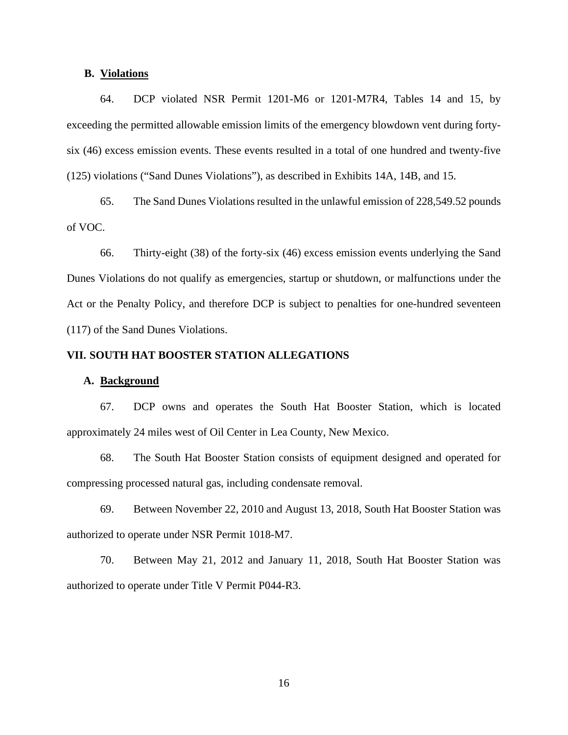### B. Violations

64. DCP violated NSR Permit 1201-M6 or 1201-M7R4, Tables 14 and 15, by exceeding the permitted allowable emission limits of the emergency blowdown vent during forty-six (46) excess emission events. These events resulted in a total of one hundred and twenty-five (125) violations ("Sand Dunes Violations"), as described in Exhibits 14A, 14B, and 15.

65. The Sand Dunes Violations resulted in the unlawful emission of 228,549.52 pounds of VOC.

66. Thirty-eight (38) of the forty-six (46) excess emission events underlying the Sand Dunes Violations do not qualify as emergencies, startup or shutdown, or malfunctions under the Act or the Penalty Policy, and therefore DCP is subject to penalties for one-hundred seventeen (117) of the Sand Dunes Violations.

## VII. SOUTH HAT BOOSTER STATION ALLEGATIONS

### A. Background

67. DCP owns and operates the South Hat Booster Station, which is located approximately 24 miles west of Oil Center in Lea County, New Mexico.

68. The South Hat Booster Station consists of equipment designed and operated for compressing processed natural gas, including condensate removal.

69. Between November 22, 2010 and August 13, 2018, South Hat Booster Station was authorized to operate under NSR Permit 1018-M7.

70. Between May 21, 2012 and January 11, 2018, South Hat Booster Station was authorized to operate under Title V Permit P044-R3.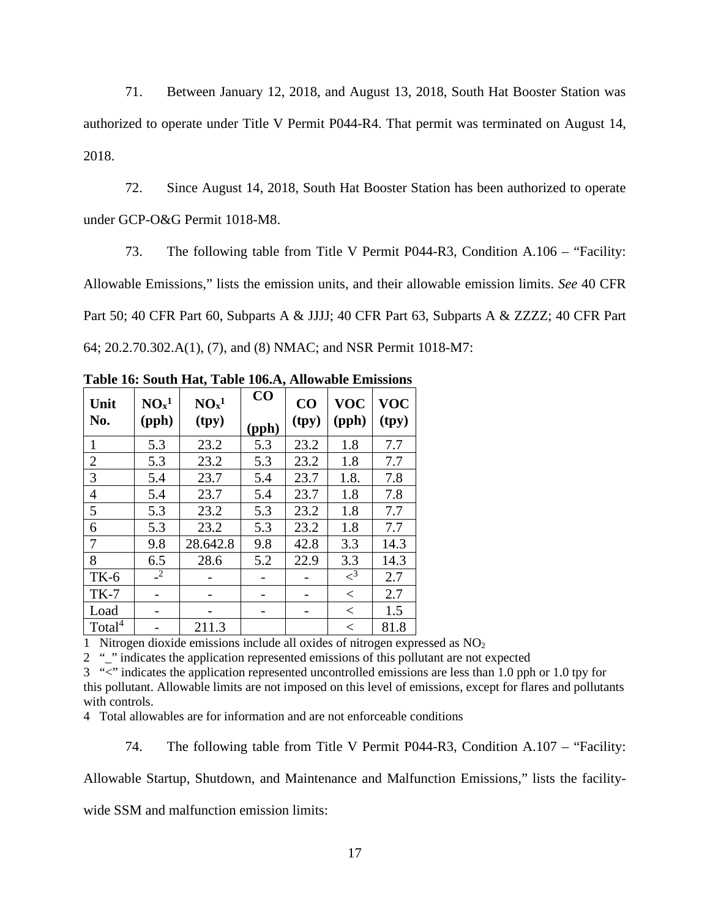71. Between January 12, 2018, and August 13, 2018, South Hat Booster Station was authorized to operate under Title V Permit P044-R4. That permit was terminated on August 14, 2018.

72. Since August 14, 2018, South Hat Booster Station has been authorized to operate under GCP-O&G Permit 1018-M8.

73. The following table from Title V Permit P044-R3, Condition A.106 – "Facility: Allowable Emissions," lists the emission units, and their allowable emission limits. *See* 40 CFR Part 50; 40 CFR Part 60, Subparts A & JJJJ; 40 CFR Part 63, Subparts A & ZZZZ; 40 CFR Part 64; 20.2.70.302.A(1), (7), and (8) NMAC; and NSR Permit 1018-M7:

**Table 16: South Hat, Table 106.A, Allowable Emissions**

| Unit No. | $NO_x$[1] (pph) | $NO_x$[1] (tpy) | CO (pph) | CO (tpy) | VOC (pph) | VOC (tpy) |
|---|---|---|---|---|---|---|
| 1 | 5.3 | 23.2 | 5.3 | 23.2 | 1.8 | 7.7 |
| 2 | 5.3 | 23.2 | 5.3 | 23.2 | 1.8 | 7.7 |
| 3 | 5.4 | 23.7 | 5.4 | 23.7 | 1.8. | 7.8 |
| 4 | 5.4 | 23.7 | 5.4 | 23.7 | 1.8 | 7.8 |
| 5 | 5.3 | 23.2 | 5.3 | 23.2 | 1.8 | 7.7 |
| 6 | 5.3 | 23.2 | 5.3 | 23.2 | 1.8 | 7.7 |
| 7 | 9.8 | 28.642.8 | 9.8 | 42.8 | 3.3 | 14.3 |
| 8 | 6.5 | 28.6 | 5.2 | 22.9 | 3.3 | 14.3 |
| TK-6 | -[2] | - | - | - | <[3] | 2.7 |
| TK-7 | - | - | - | - | < | 2.7 |
| Load | - | - | - | - | < | 1.5 |
| Total[4] | - | 211.3 | | | < | 81.8 |

1 Nitrogen dioxide emissions include all oxides of nitrogen expressed as $NO_2$

2 "_" indicates the application represented emissions of this pollutant are not expected

3 "<" indicates the application represented uncontrolled emissions are less than 1.0 pph or 1.0 tpy for this pollutant. Allowable limits are not imposed on this level of emissions, except for flares and pollutants with controls.

4 Total allowables are for information and are not enforceable conditions

74. The following table from Title V Permit P044-R3, Condition A.107 – "Facility: Allowable Startup, Shutdown, and Maintenance and Malfunction Emissions," lists the facility-wide SSM and malfunction emission limits: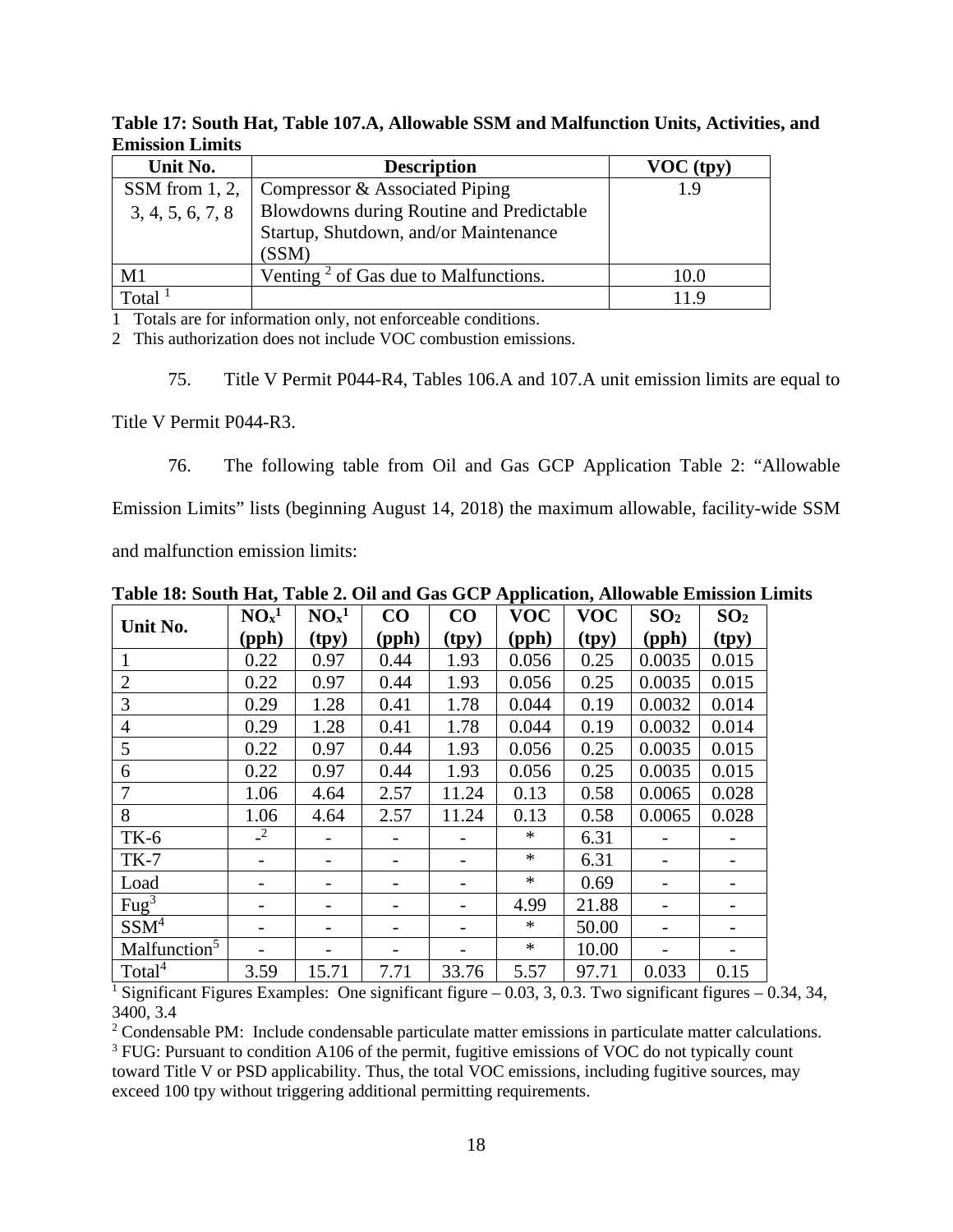**Table 17: South Hat, Table 107.A, Allowable SSM and Malfunction Units, Activities, and Emission Limits**

| Unit No. | Description | VOC (tpy) |
|---|---|---|
| SSM from 1, 2, 3, 4, 5, 6, 7, 8 | Compressor & Associated Piping Blowdowns during Routine and Predictable Startup, Shutdown, and/or Maintenance (SSM) | 1.9 |
| M1 | Venting [2] of Gas due to Malfunctions. | 10.0 |
| Total [1] | | 11.9 |

1 Totals are for information only, not enforceable conditions.

2 This authorization does not include VOC combustion emissions.

75. Title V Permit P044-R4, Tables 106.A and 107.A unit emission limits are equal to Title V Permit P044-R3.

76. The following table from Oil and Gas GCP Application Table 2: "Allowable Emission Limits" lists (beginning August 14, 2018) the maximum allowable, facility-wide SSM and malfunction emission limits:

**Table 18: South Hat, Table 2. Oil and Gas GCP Application, Allowable Emission Limits**

| Unit No. | $NO_x$[1] (pph) | $NO_x$[1] (tpy) | CO (pph) | CO (tpy) | VOC (pph) | VOC (tpy) | $SO_2$ (pph) | $SO_2$ (tpy) |
|---|---|---|---|---|---|---|---|---|
| 1 | 0.22 | 0.97 | 0.44 | 1.93 | 0.056 | 0.25 | 0.0035 | 0.015 |
| 2 | 0.22 | 0.97 | 0.44 | 1.93 | 0.056 | 0.25 | 0.0035 | 0.015 |
| 3 | 0.29 | 1.28 | 0.41 | 1.78 | 0.044 | 0.19 | 0.0032 | 0.014 |
| 4 | 0.29 | 1.28 | 0.41 | 1.78 | 0.044 | 0.19 | 0.0032 | 0.014 |
| 5 | 0.22 | 0.97 | 0.44 | 1.93 | 0.056 | 0.25 | 0.0035 | 0.015 |
| 6 | 0.22 | 0.97 | 0.44 | 1.93 | 0.056 | 0.25 | 0.0035 | 0.015 |
| 7 | 1.06 | 4.64 | 2.57 | 11.24 | 0.13 | 0.58 | 0.0065 | 0.028 |
| 8 | 1.06 | 4.64 | 2.57 | 11.24 | 0.13 | 0.58 | 0.0065 | 0.028 |
| TK-6 | -[2] | - | - | - | * | 6.31 | - | - |
| TK-7 | - | - | - | - | * | 6.31 | - | - |
| Load | - | - | - | - | * | 0.69 | - | - |
| Fug[3] | - | - | - | - | 4.99 | 21.88 | - | - |
| SSM[4] | - | - | - | - | * | 50.00 | - | - |
| Malfunction[5] | - | - | - | - | * | 10.00 | - | - |
| Total[4] | 3.59 | 15.71 | 7.71 | 33.76 | 5.57 | 97.71 | 0.033 | 0.15 |

[1] Significant Figures Examples: One significant figure – 0.03, 3, 0.3. Two significant figures – 0.34, 34, 3400, 3.4

[2] Condensable PM: Include condensable particulate matter emissions in particulate matter calculations.

[3] FUG: Pursuant to condition A106 of the permit, fugitive emissions of VOC do not typically count toward Title V or PSD applicability. Thus, the total VOC emissions, including fugitive sources, may exceed 100 tpy without triggering additional permitting requirements.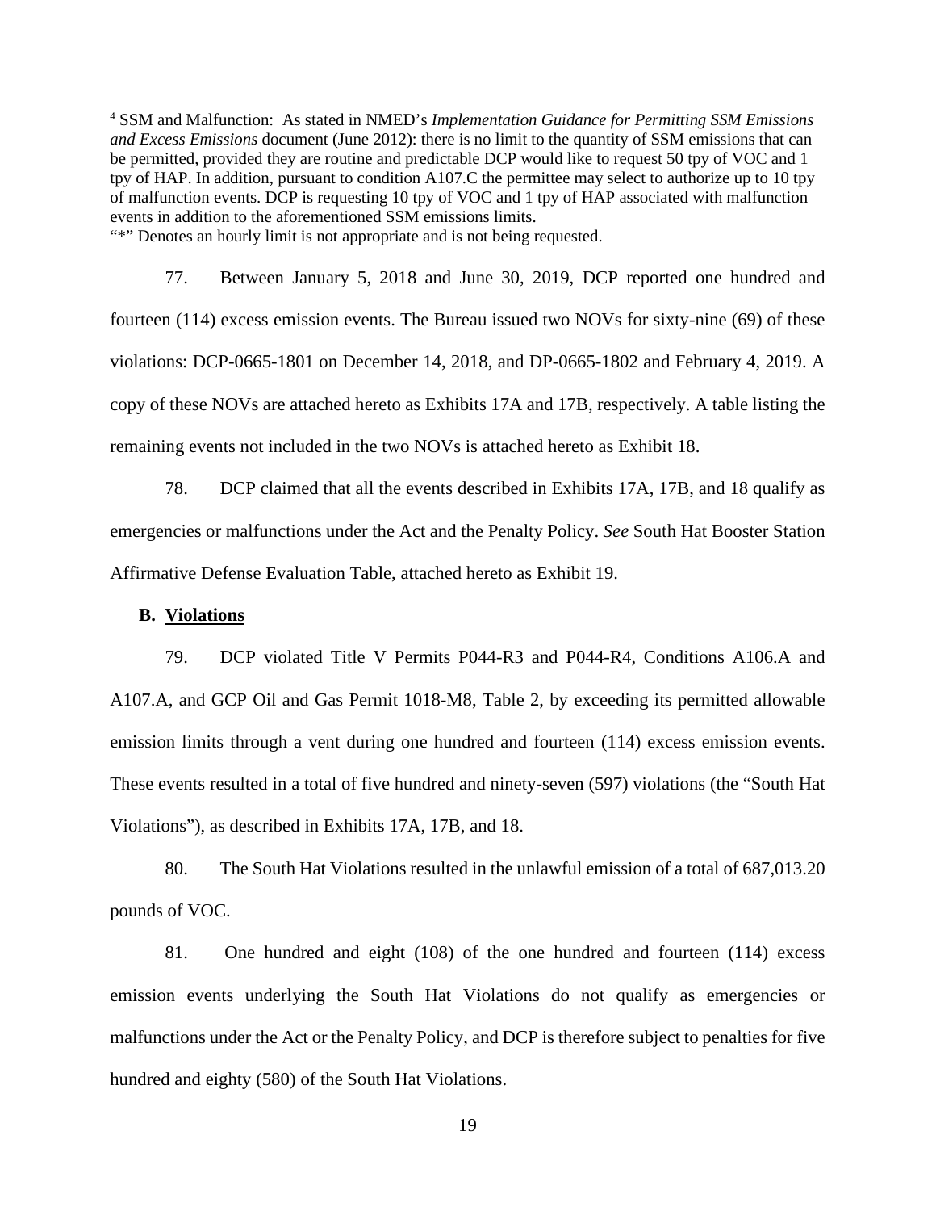[4] SSM and Malfunction: As stated in NMED's *Implementation Guidance for Permitting SSM Emissions and Excess Emissions* document (June 2012): there is no limit to the quantity of SSM emissions that can be permitted, provided they are routine and predictable DCP would like to request 50 tpy of VOC and 1 tpy of HAP. In addition, pursuant to condition A107.C the permittee may select to authorize up to 10 tpy of malfunction events. DCP is requesting 10 tpy of VOC and 1 tpy of HAP associated with malfunction events in addition to the aforementioned SSM emissions limits.
"*" Denotes an hourly limit is not appropriate and is not being requested.

77. Between January 5, 2018 and June 30, 2019, DCP reported one hundred and fourteen (114) excess emission events. The Bureau issued two NOVs for sixty-nine (69) of these violations: DCP-0665-1801 on December 14, 2018, and DP-0665-1802 and February 4, 2019. A copy of these NOVs are attached hereto as Exhibits 17A and 17B, respectively. A table listing the remaining events not included in the two NOVs is attached hereto as Exhibit 18.

78. DCP claimed that all the events described in Exhibits 17A, 17B, and 18 qualify as emergencies or malfunctions under the Act and the Penalty Policy. *See* South Hat Booster Station Affirmative Defense Evaluation Table, attached hereto as Exhibit 19.

**B. <u>Violations</u>**

79. DCP violated Title V Permits P044-R3 and P044-R4, Conditions A106.A and A107.A, and GCP Oil and Gas Permit 1018-M8, Table 2, by exceeding its permitted allowable emission limits through a vent during one hundred and fourteen (114) excess emission events. These events resulted in a total of five hundred and ninety-seven (597) violations (the "South Hat Violations"), as described in Exhibits 17A, 17B, and 18.

80. The South Hat Violations resulted in the unlawful emission of a total of 687,013.20 pounds of VOC.

81. One hundred and eight (108) of the one hundred and fourteen (114) excess emission events underlying the South Hat Violations do not qualify as emergencies or malfunctions under the Act or the Penalty Policy, and DCP is therefore subject to penalties for five hundred and eighty (580) of the South Hat Violations.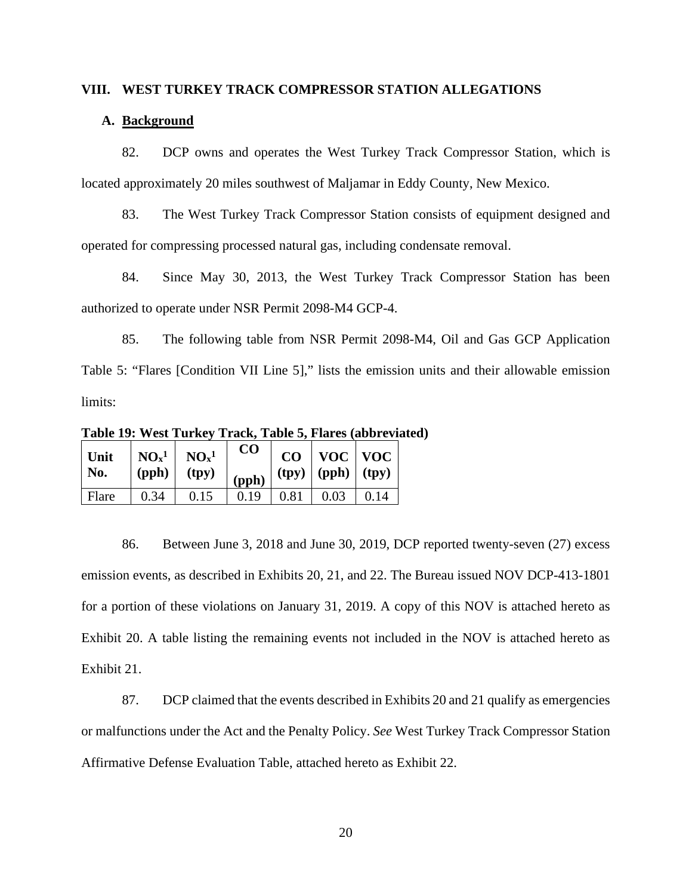## VIII. WEST TURKEY TRACK COMPRESSOR STATION ALLEGATIONS

### A. Background

82. DCP owns and operates the West Turkey Track Compressor Station, which is located approximately 20 miles southwest of Maljamar in Eddy County, New Mexico.

83. The West Turkey Track Compressor Station consists of equipment designed and operated for compressing processed natural gas, including condensate removal.

84. Since May 30, 2013, the West Turkey Track Compressor Station has been authorized to operate under NSR Permit 2098-M4 GCP-4.

85. The following table from NSR Permit 2098-M4, Oil and Gas GCP Application Table 5: "Flares [Condition VII Line 5]," lists the emission units and their allowable emission limits:

**Table 19: West Turkey Track, Table 5, Flares (abbreviated)**

| Unit No. | $NO_x$[1] (pph) | $NO_x$[1] (tpy) | CO (pph) | CO (tpy) | VOC (pph) | VOC (tpy) |
|---|---|---|---|---|---|---|
| Flare | 0.34 | 0.15 | 0.19 | 0.81 | 0.03 | 0.14 |

86. Between June 3, 2018 and June 30, 2019, DCP reported twenty-seven (27) excess emission events, as described in Exhibits 20, 21, and 22. The Bureau issued NOV DCP-413-1801 for a portion of these violations on January 31, 2019. A copy of this NOV is attached hereto as Exhibit 20. A table listing the remaining events not included in the NOV is attached hereto as Exhibit 21.

87. DCP claimed that the events described in Exhibits 20 and 21 qualify as emergencies or malfunctions under the Act and the Penalty Policy. *See* West Turkey Track Compressor Station Affirmative Defense Evaluation Table, attached hereto as Exhibit 22.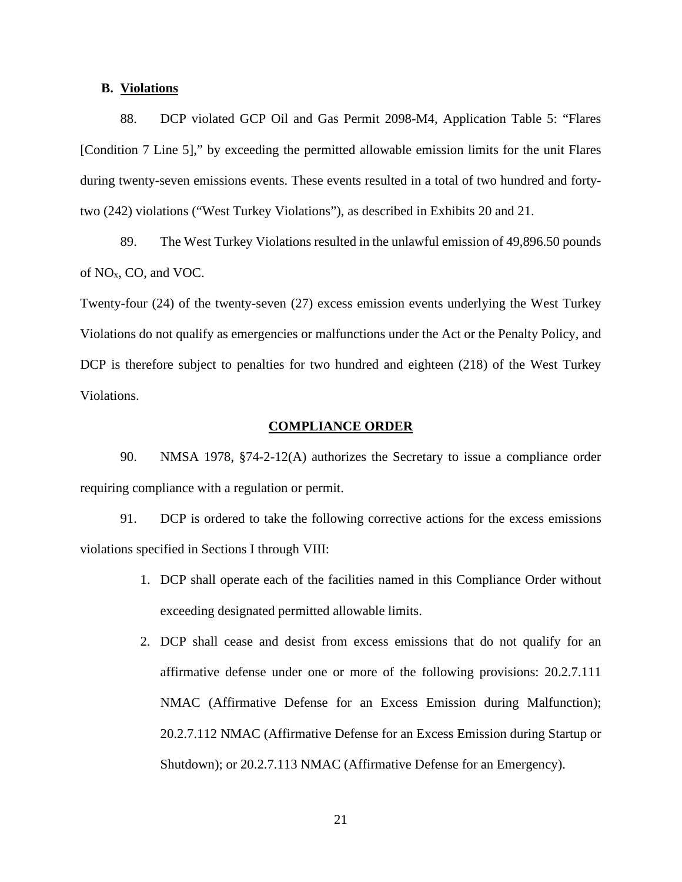### B. Violations

88. DCP violated GCP Oil and Gas Permit 2098-M4, Application Table 5: "Flares [Condition 7 Line 5]," by exceeding the permitted allowable emission limits for the unit Flares during twenty-seven emissions events. These events resulted in a total of two hundred and forty-two (242) violations ("West Turkey Violations"), as described in Exhibits 20 and 21.

89. The West Turkey Violations resulted in the unlawful emission of 49,896.50 pounds of $NO_x$, CO, and VOC.

Twenty-four (24) of the twenty-seven (27) excess emission events underlying the West Turkey Violations do not qualify as emergencies or malfunctions under the Act or the Penalty Policy, and DCP is therefore subject to penalties for two hundred and eighteen (218) of the West Turkey Violations.

## COMPLIANCE ORDER

90. NMSA 1978, §74-2-12(A) authorizes the Secretary to issue a compliance order requiring compliance with a regulation or permit.

91. DCP is ordered to take the following corrective actions for the excess emissions violations specified in Sections I through VIII:

1. DCP shall operate each of the facilities named in this Compliance Order without exceeding designated permitted allowable limits.
2. DCP shall cease and desist from excess emissions that do not qualify for an affirmative defense under one or more of the following provisions: 20.2.7.111 NMAC (Affirmative Defense for an Excess Emission during Malfunction); 20.2.7.112 NMAC (Affirmative Defense for an Excess Emission during Startup or Shutdown); or 20.2.7.113 NMAC (Affirmative Defense for an Emergency).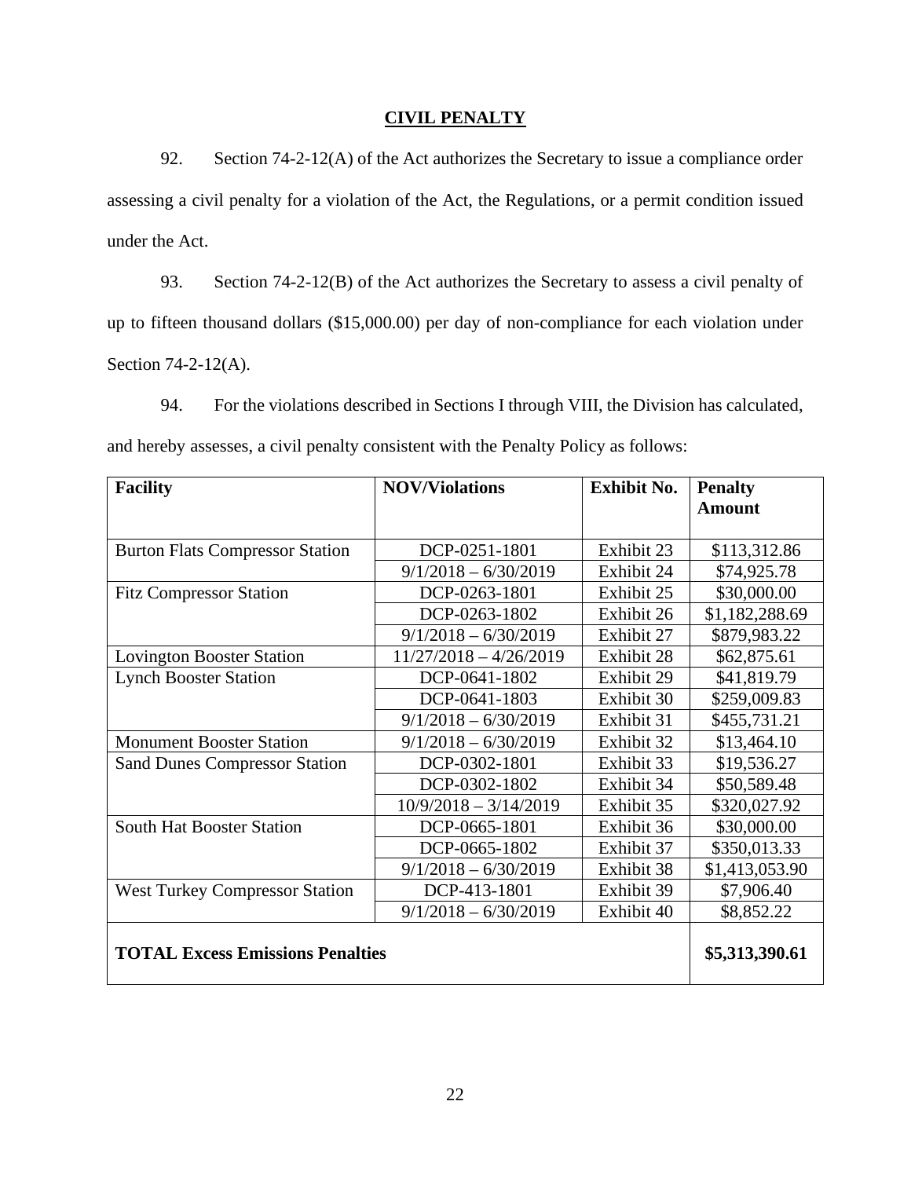## CIVIL PENALTY

92. Section 74-2-12(A) of the Act authorizes the Secretary to issue a compliance order assessing a civil penalty for a violation of the Act, the Regulations, or a permit condition issued under the Act.

93. Section 74-2-12(B) of the Act authorizes the Secretary to assess a civil penalty of up to fifteen thousand dollars ($15,000.00) per day of non-compliance for each violation under Section 74-2-12(A).

94. For the violations described in Sections I through VIII, the Division has calculated, and hereby assesses, a civil penalty consistent with the Penalty Policy as follows:

| Facility | NOV/Violations | Exhibit No. | Penalty Amount |
|---|---|---|---|
| Burton Flats Compressor Station | DCP-0251-1801 | Exhibit 23 | $113,312.86 |
| | 9/1/2018 – 6/30/2019 | Exhibit 24 | $74,925.78 |
| Fitz Compressor Station | DCP-0263-1801 | Exhibit 25 | $30,000.00 |
| | DCP-0263-1802 | Exhibit 26 | $1,182,288.69 |
| | 9/1/2018 – 6/30/2019 | Exhibit 27 | $879,983.22 |
| Lovington Booster Station | 11/27/2018 – 4/26/2019 | Exhibit 28 | $62,875.61 |
| Lynch Booster Station | DCP-0641-1802 | Exhibit 29 | $41,819.79 |
| | DCP-0641-1803 | Exhibit 30 | $259,009.83 |
| | 9/1/2018 – 6/30/2019 | Exhibit 31 | $455,731.21 |
| Monument Booster Station | 9/1/2018 – 6/30/2019 | Exhibit 32 | $13,464.10 |
| Sand Dunes Compressor Station | DCP-0302-1801 | Exhibit 33 | $19,536.27 |
| | DCP-0302-1802 | Exhibit 34 | $50,589.48 |
| | 10/9/2018 – 3/14/2019 | Exhibit 35 | $320,027.92 |
| South Hat Booster Station | DCP-0665-1801 | Exhibit 36 | $30,000.00 |
| | DCP-0665-1802 | Exhibit 37 | $350,013.33 |
| | 9/1/2018 – 6/30/2019 | Exhibit 38 | $1,413,053.90 |
| West Turkey Compressor Station | DCP-413-1801 | Exhibit 39 | $7,906.40 |
| | 9/1/2018 – 6/30/2019 | Exhibit 40 | $8,852.22 |
| **TOTAL Excess Emissions Penalties** | | | **$5,313,390.61** |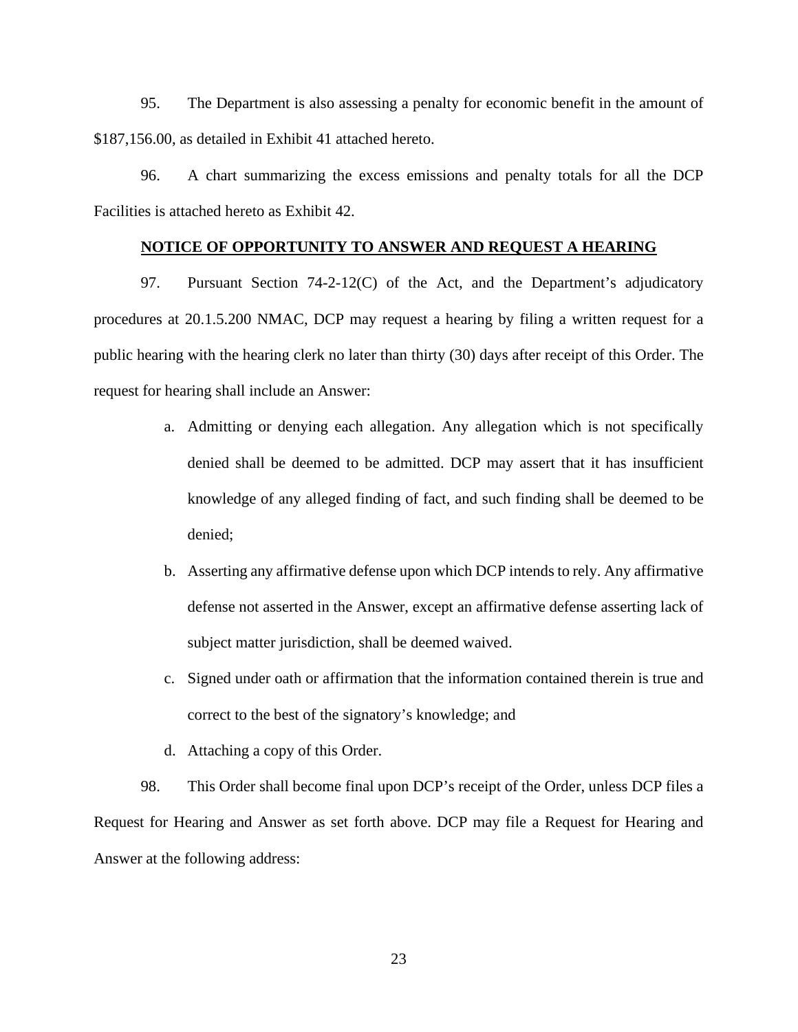95. The Department is also assessing a penalty for economic benefit in the amount of $187,156.00, as detailed in Exhibit 41 attached hereto.

96. A chart summarizing the excess emissions and penalty totals for all the DCP Facilities is attached hereto as Exhibit 42.

## NOTICE OF OPPORTUNITY TO ANSWER AND REQUEST A HEARING

97. Pursuant Section 74-2-12(C) of the Act, and the Department's adjudicatory procedures at 20.1.5.200 NMAC, DCP may request a hearing by filing a written request for a public hearing with the hearing clerk no later than thirty (30) days after receipt of this Order. The request for hearing shall include an Answer:

a. Admitting or denying each allegation. Any allegation which is not specifically denied shall be deemed to be admitted. DCP may assert that it has insufficient knowledge of any alleged finding of fact, and such finding shall be deemed to be denied;

b. Asserting any affirmative defense upon which DCP intends to rely. Any affirmative defense not asserted in the Answer, except an affirmative defense asserting lack of subject matter jurisdiction, shall be deemed waived.

c. Signed under oath or affirmation that the information contained therein is true and correct to the best of the signatory's knowledge; and

d. Attaching a copy of this Order.

98. This Order shall become final upon DCP's receipt of the Order, unless DCP files a Request for Hearing and Answer as set forth above. DCP may file a Request for Hearing and Answer at the following address: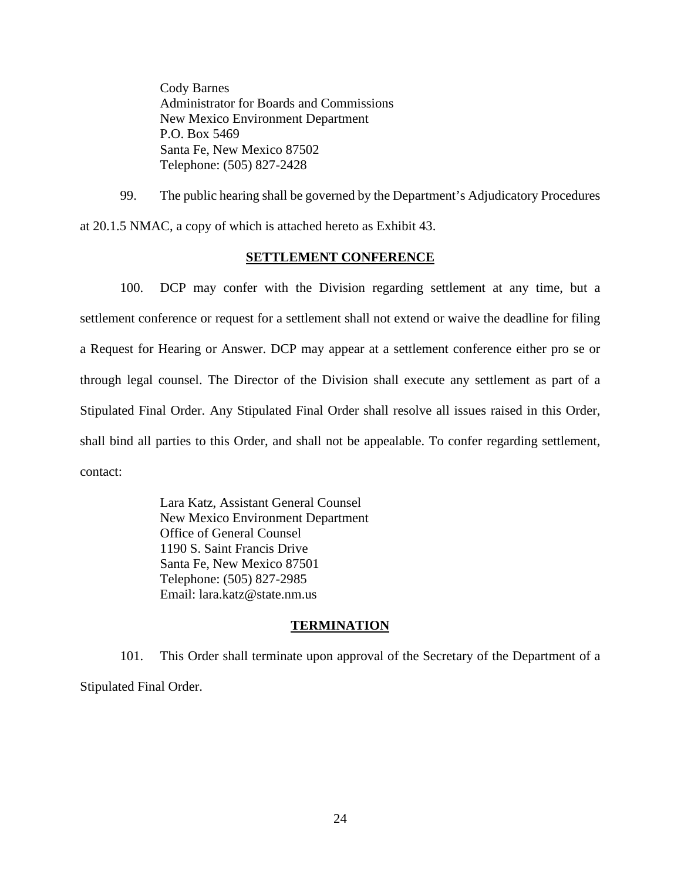Cody Barnes
Administrator for Boards and Commissions
New Mexico Environment Department
P.O. Box 5469
Santa Fe, New Mexico 87502
Telephone: (505) 827-2428

99. The public hearing shall be governed by the Department's Adjudicatory Procedures at 20.1.5 NMAC, a copy of which is attached hereto as Exhibit 43.

## SETTLEMENT CONFERENCE

100. DCP may confer with the Division regarding settlement at any time, but a settlement conference or request for a settlement shall not extend or waive the deadline for filing a Request for Hearing or Answer. DCP may appear at a settlement conference either pro se or through legal counsel. The Director of the Division shall execute any settlement as part of a Stipulated Final Order. Any Stipulated Final Order shall resolve all issues raised in this Order, shall bind all parties to this Order, and shall not be appealable. To confer regarding settlement, contact:

Lara Katz, Assistant General Counsel
New Mexico Environment Department
Office of General Counsel
1190 S. Saint Francis Drive
Santa Fe, New Mexico 87501
Telephone: (505) 827-2985
Email: lara.katz@state.nm.us

## TERMINATION

101. This Order shall terminate upon approval of the Secretary of the Department of a Stipulated Final Order.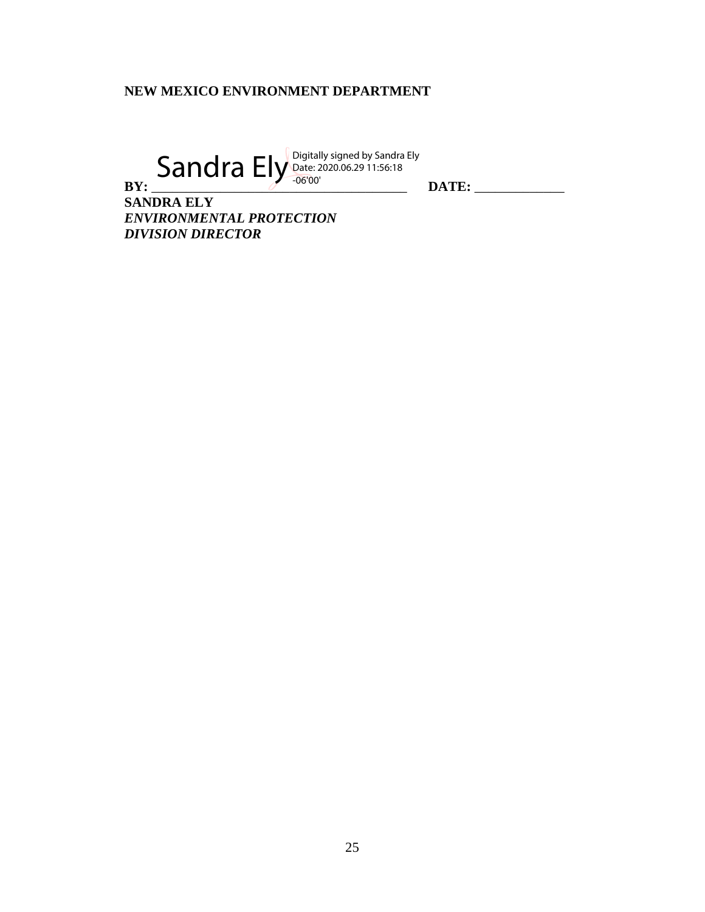**NEW MEXICO ENVIRONMENT DEPARTMENT**

Sandra Ely Digitally signed by Sandra Ely Date: 2020.06.29 11:56:18 -06'00'

**BY:** ________________________________________ **DATE:** _____________

**SANDRA ELY**
***ENVIRONMENTAL PROTECTION***
***DIVISION DIRECTOR***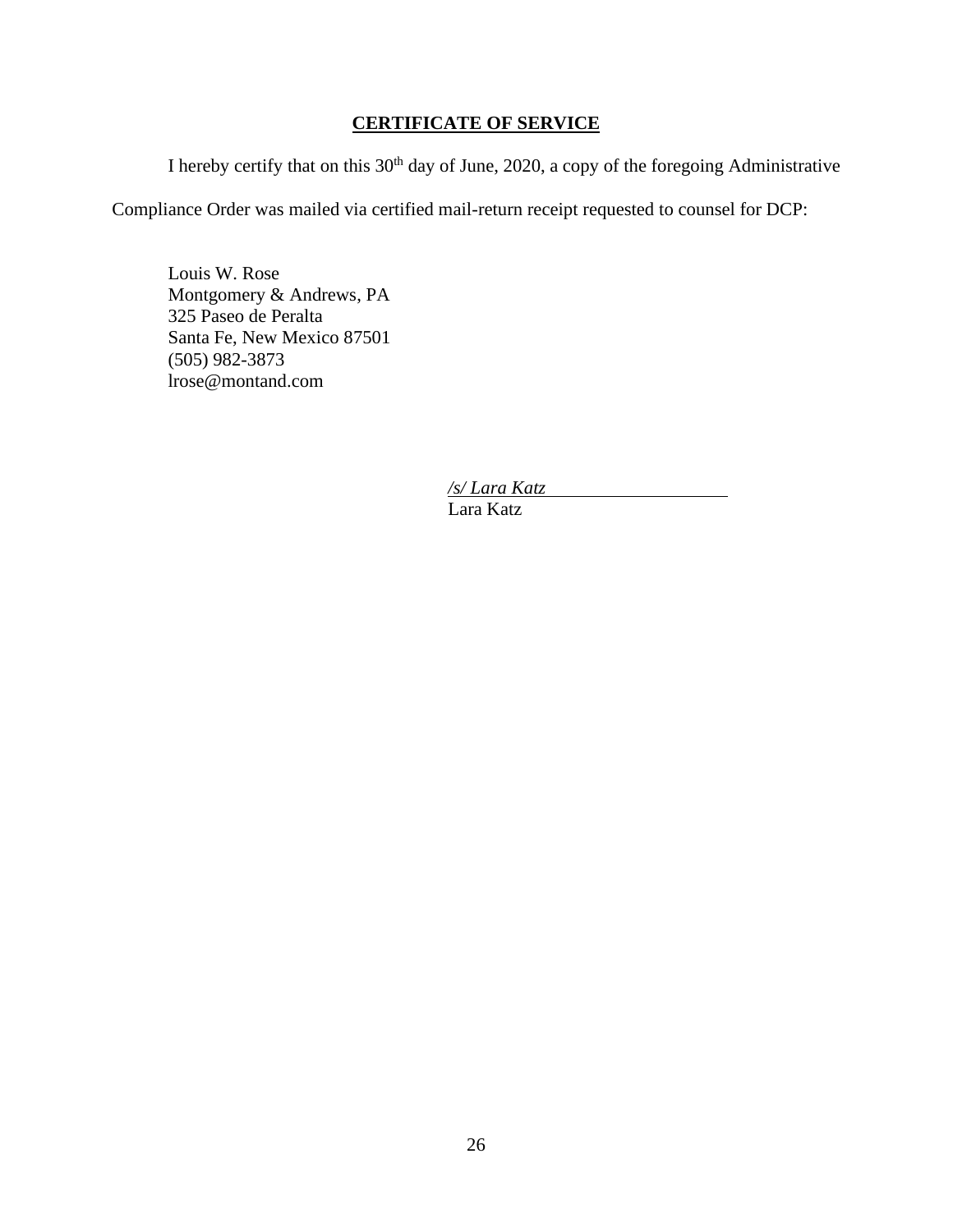## CERTIFICATE OF SERVICE

I hereby certify that on this 30th day of June, 2020, a copy of the foregoing Administrative Compliance Order was mailed via certified mail-return receipt requested to counsel for DCP:

Louis W. Rose
Montgomery & Andrews, PA
325 Paseo de Peralta
Santa Fe, New Mexico 87501
(505) 982-3873
lrose@montand.com

*/s/ Lara Katz*
Lara Katz